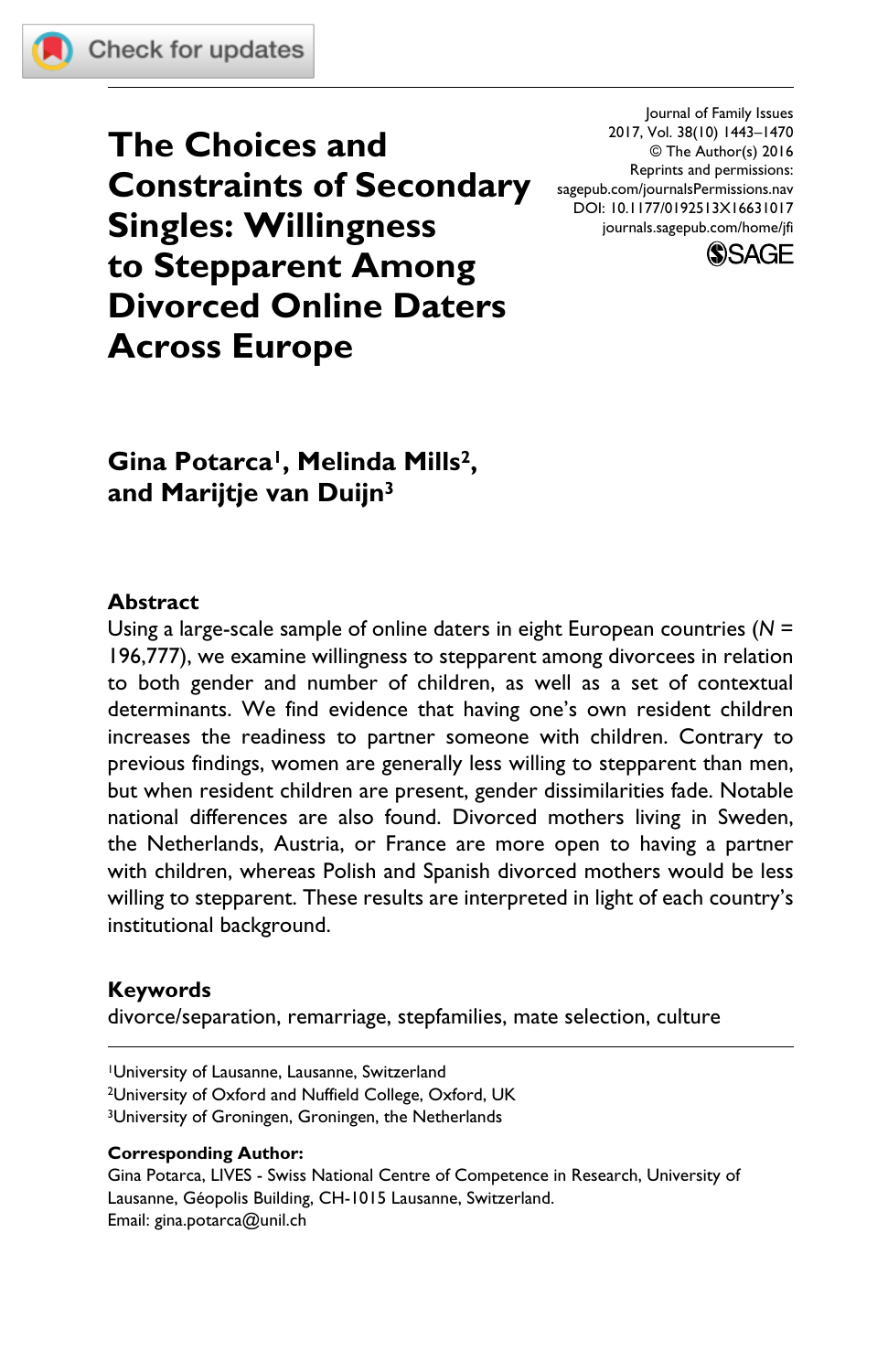# The Choices and Constraints of Secondary Singles: Willingness to Stepparent Among Divorced Online Daters Across Europe

**Gina Potarca[1], Melinda Mills[2], and Marijtje van Duijn[3]**

## Abstract

Using a large-scale sample of online daters in eight European countries (*N* = 196,777), we examine willingness to stepparent among divorcees in relation to both gender and number of children, as well as a set of contextual determinants. We find evidence that having one's own resident children increases the readiness to partner someone with children. Contrary to previous findings, women are generally less willing to stepparent than men, but when resident children are present, gender dissimilarities fade. Notable national differences are also found. Divorced mothers living in Sweden, the Netherlands, Austria, or France are more open to having a partner with children, whereas Polish and Spanish divorced mothers would be less willing to stepparent. These results are interpreted in light of each country's institutional background.

## Keywords

divorce/separation, remarriage, stepfamilies, mate selection, culture

[1]University of Lausanne, Lausanne, Switzerland
[2]University of Oxford and Nuffield College, Oxford, UK
[3]University of Groningen, Groningen, the Netherlands

**Corresponding Author:**
Gina Potarca, LIVES - Swiss National Centre of Competence in Research, University of Lausanne, Géopolis Building, CH-1015 Lausanne, Switzerland.
Email: gina.potarca@unil.ch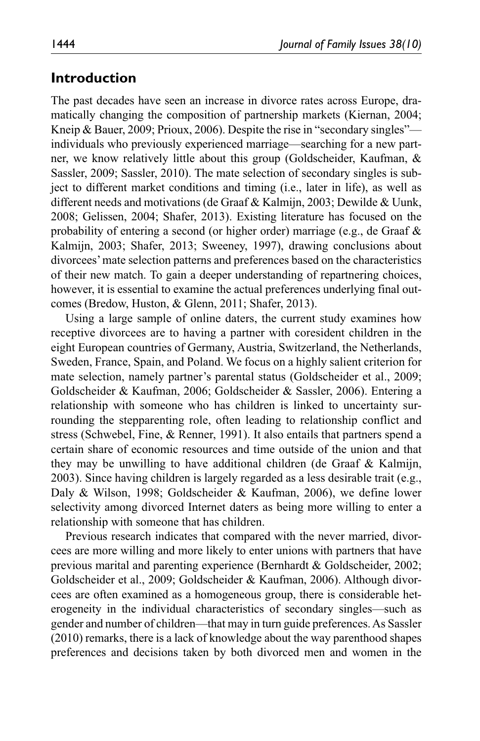## Introduction

The past decades have seen an increase in divorce rates across Europe, dramatically changing the composition of partnership markets (Kiernan, 2004; Kneip & Bauer, 2009; Prioux, 2006). Despite the rise in "secondary singles"—individuals who previously experienced marriage—searching for a new partner, we know relatively little about this group (Goldscheider, Kaufman, & Sassler, 2009; Sassler, 2010). The mate selection of secondary singles is subject to different market conditions and timing (i.e., later in life), as well as different needs and motivations (de Graaf & Kalmijn, 2003; Dewilde & Uunk, 2008; Gelissen, 2004; Shafer, 2013). Existing literature has focused on the probability of entering a second (or higher order) marriage (e.g., de Graaf & Kalmijn, 2003; Shafer, 2013; Sweeney, 1997), drawing conclusions about divorcees' mate selection patterns and preferences based on the characteristics of their new match. To gain a deeper understanding of repartnering choices, however, it is essential to examine the actual preferences underlying final outcomes (Bredow, Huston, & Glenn, 2011; Shafer, 2013).

Using a large sample of online daters, the current study examines how receptive divorcees are to having a partner with coresident children in the eight European countries of Germany, Austria, Switzerland, the Netherlands, Sweden, France, Spain, and Poland. We focus on a highly salient criterion for mate selection, namely partner's parental status (Goldscheider et al., 2009; Goldscheider & Kaufman, 2006; Goldscheider & Sassler, 2006). Entering a relationship with someone who has children is linked to uncertainty surrounding the stepparenting role, often leading to relationship conflict and stress (Schwebel, Fine, & Renner, 1991). It also entails that partners spend a certain share of economic resources and time outside of the union and that they may be unwilling to have additional children (de Graaf & Kalmijn, 2003). Since having children is largely regarded as a less desirable trait (e.g., Daly & Wilson, 1998; Goldscheider & Kaufman, 2006), we define lower selectivity among divorced Internet daters as being more willing to enter a relationship with someone that has children.

Previous research indicates that compared with the never married, divorcees are more willing and more likely to enter unions with partners that have previous marital and parenting experience (Bernhardt & Goldscheider, 2002; Goldscheider et al., 2009; Goldscheider & Kaufman, 2006). Although divorcees are often examined as a homogeneous group, there is considerable heterogeneity in the individual characteristics of secondary singles—such as gender and number of children—that may in turn guide preferences. As Sassler (2010) remarks, there is a lack of knowledge about the way parenthood shapes preferences and decisions taken by both divorced men and women in the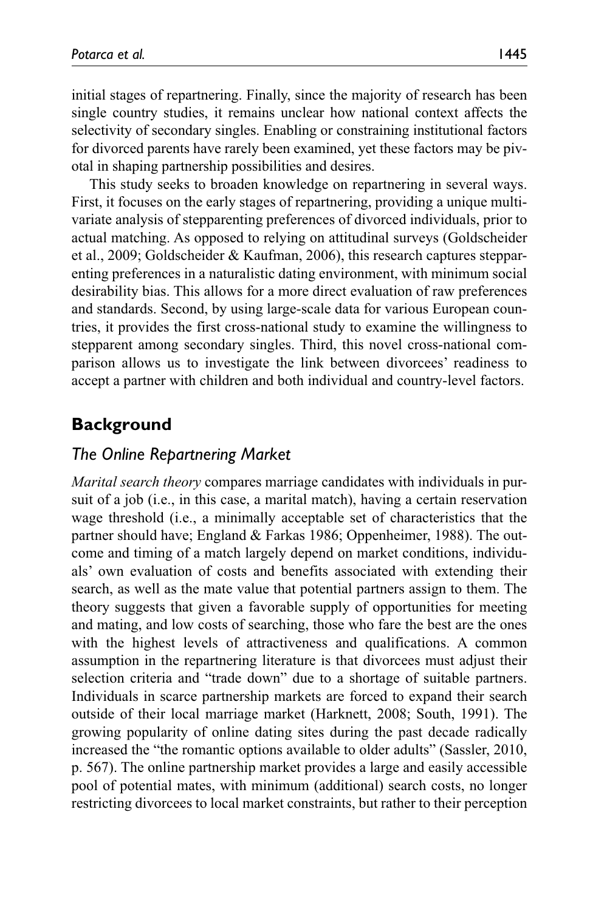initial stages of repartnering. Finally, since the majority of research has been single country studies, it remains unclear how national context affects the selectivity of secondary singles. Enabling or constraining institutional factors for divorced parents have rarely been examined, yet these factors may be pivotal in shaping partnership possibilities and desires.

This study seeks to broaden knowledge on repartnering in several ways. First, it focuses on the early stages of repartnering, providing a unique multivariate analysis of stepparenting preferences of divorced individuals, prior to actual matching. As opposed to relying on attitudinal surveys (Goldscheider et al., 2009; Goldscheider & Kaufman, 2006), this research captures stepparenting preferences in a naturalistic dating environment, with minimum social desirability bias. This allows for a more direct evaluation of raw preferences and standards. Second, by using large-scale data for various European countries, it provides the first cross-national study to examine the willingness to stepparent among secondary singles. Third, this novel cross-national comparison allows us to investigate the link between divorcees' readiness to accept a partner with children and both individual and country-level factors.

## Background

### *The Online Repartnering Market*

*Marital search theory* compares marriage candidates with individuals in pursuit of a job (i.e., in this case, a marital match), having a certain reservation wage threshold (i.e., a minimally acceptable set of characteristics that the partner should have; England & Farkas 1986; Oppenheimer, 1988). The outcome and timing of a match largely depend on market conditions, individuals' own evaluation of costs and benefits associated with extending their search, as well as the mate value that potential partners assign to them. The theory suggests that given a favorable supply of opportunities for meeting and mating, and low costs of searching, those who fare the best are the ones with the highest levels of attractiveness and qualifications. A common assumption in the repartnering literature is that divorcees must adjust their selection criteria and "trade down" due to a shortage of suitable partners. Individuals in scarce partnership markets are forced to expand their search outside of their local marriage market (Harknett, 2008; South, 1991). The growing popularity of online dating sites during the past decade radically increased the "the romantic options available to older adults" (Sassler, 2010, p. 567). The online partnership market provides a large and easily accessible pool of potential mates, with minimum (additional) search costs, no longer restricting divorcees to local market constraints, but rather to their perception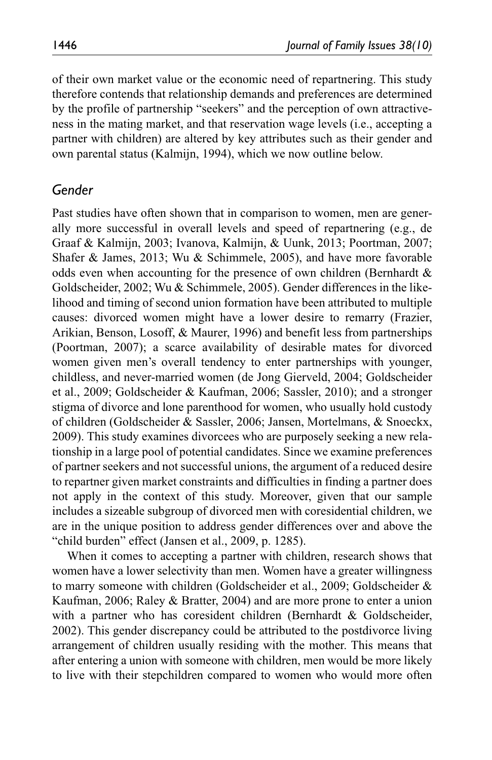of their own market value or the economic need of repartnering. This study therefore contends that relationship demands and preferences are determined by the profile of partnership "seekers" and the perception of own attractiveness in the mating market, and that reservation wage levels (i.e., accepting a partner with children) are altered by key attributes such as their gender and own parental status (Kalmijn, 1994), which we now outline below.

## *Gender*

Past studies have often shown that in comparison to women, men are generally more successful in overall levels and speed of repartnering (e.g., de Graaf & Kalmijn, 2003; Ivanova, Kalmijn, & Uunk, 2013; Poortman, 2007; Shafer & James, 2013; Wu & Schimmele, 2005), and have more favorable odds even when accounting for the presence of own children (Bernhardt & Goldscheider, 2002; Wu & Schimmele, 2005). Gender differences in the likelihood and timing of second union formation have been attributed to multiple causes: divorced women might have a lower desire to remarry (Frazier, Arikian, Benson, Losoff, & Maurer, 1996) and benefit less from partnerships (Poortman, 2007); a scarce availability of desirable mates for divorced women given men's overall tendency to enter partnerships with younger, childless, and never-married women (de Jong Gierveld, 2004; Goldscheider et al., 2009; Goldscheider & Kaufman, 2006; Sassler, 2010); and a stronger stigma of divorce and lone parenthood for women, who usually hold custody of children (Goldscheider & Sassler, 2006; Jansen, Mortelmans, & Snoeckx, 2009). This study examines divorcees who are purposely seeking a new relationship in a large pool of potential candidates. Since we examine preferences of partner seekers and not successful unions, the argument of a reduced desire to repartner given market constraints and difficulties in finding a partner does not apply in the context of this study. Moreover, given that our sample includes a sizeable subgroup of divorced men with coresidential children, we are in the unique position to address gender differences over and above the "child burden" effect (Jansen et al., 2009, p. 1285).

When it comes to accepting a partner with children, research shows that women have a lower selectivity than men. Women have a greater willingness to marry someone with children (Goldscheider et al., 2009; Goldscheider & Kaufman, 2006; Raley & Bratter, 2004) and are more prone to enter a union with a partner who has coresident children (Bernhardt & Goldscheider, 2002). This gender discrepancy could be attributed to the postdivorce living arrangement of children usually residing with the mother. This means that after entering a union with someone with children, men would be more likely to live with their stepchildren compared to women who would more often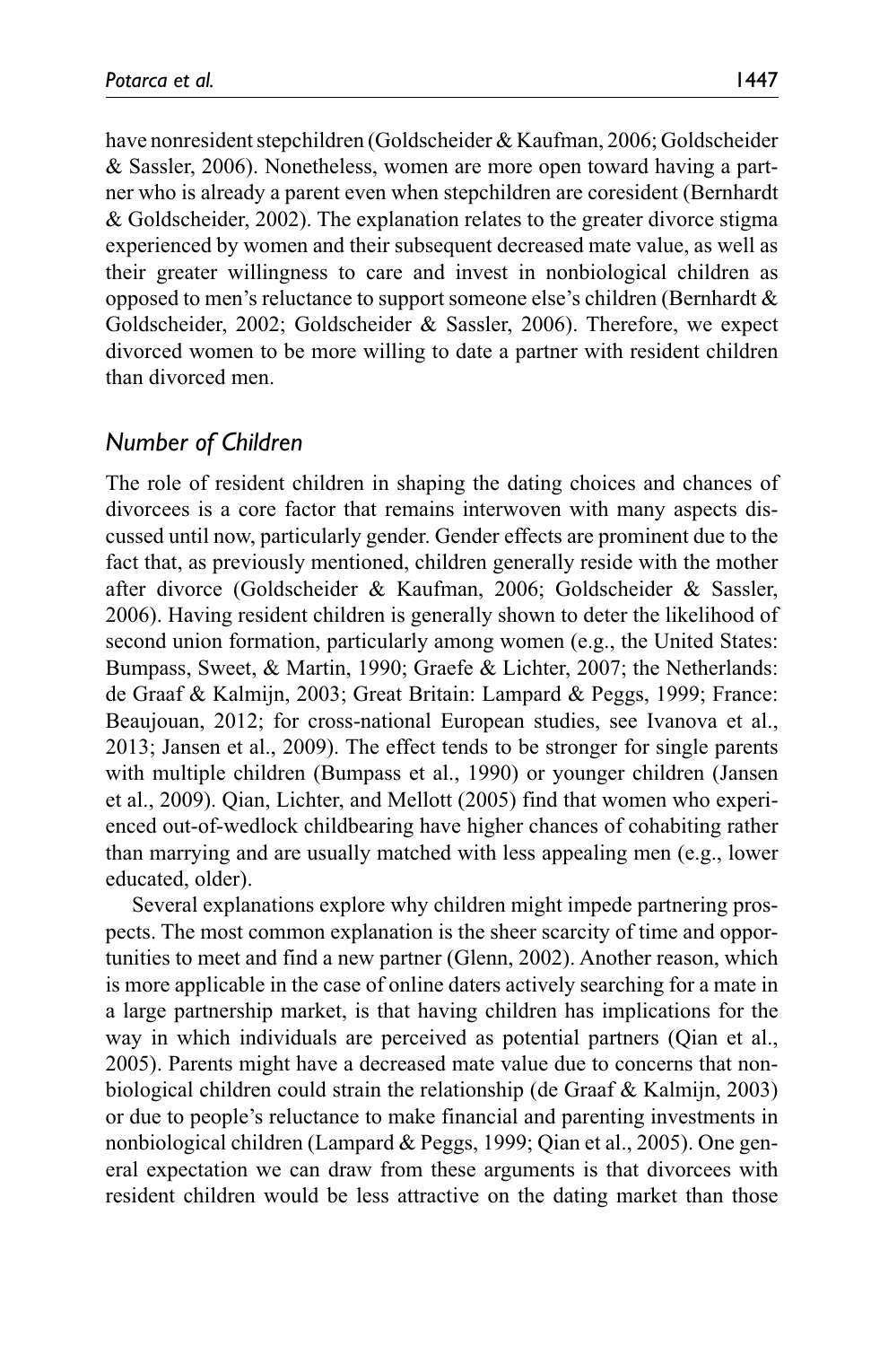have nonresident stepchildren (Goldscheider & Kaufman, 2006; Goldscheider & Sassler, 2006). Nonetheless, women are more open toward having a partner who is already a parent even when stepchildren are coresident (Bernhardt & Goldscheider, 2002). The explanation relates to the greater divorce stigma experienced by women and their subsequent decreased mate value, as well as their greater willingness to care and invest in nonbiological children as opposed to men's reluctance to support someone else's children (Bernhardt & Goldscheider, 2002; Goldscheider & Sassler, 2006). Therefore, we expect divorced women to be more willing to date a partner with resident children than divorced men.

## *Number of Children*

The role of resident children in shaping the dating choices and chances of divorcees is a core factor that remains interwoven with many aspects discussed until now, particularly gender. Gender effects are prominent due to the fact that, as previously mentioned, children generally reside with the mother after divorce (Goldscheider & Kaufman, 2006; Goldscheider & Sassler, 2006). Having resident children is generally shown to deter the likelihood of second union formation, particularly among women (e.g., the United States: Bumpass, Sweet, & Martin, 1990; Graefe & Lichter, 2007; the Netherlands: de Graaf & Kalmijn, 2003; Great Britain: Lampard & Peggs, 1999; France: Beaujouan, 2012; for cross-national European studies, see Ivanova et al., 2013; Jansen et al., 2009). The effect tends to be stronger for single parents with multiple children (Bumpass et al., 1990) or younger children (Jansen et al., 2009). Qian, Lichter, and Mellott (2005) find that women who experienced out-of-wedlock childbearing have higher chances of cohabiting rather than marrying and are usually matched with less appealing men (e.g., lower educated, older).

Several explanations explore why children might impede partnering prospects. The most common explanation is the sheer scarcity of time and opportunities to meet and find a new partner (Glenn, 2002). Another reason, which is more applicable in the case of online daters actively searching for a mate in a large partnership market, is that having children has implications for the way in which individuals are perceived as potential partners (Qian et al., 2005). Parents might have a decreased mate value due to concerns that nonbiological children could strain the relationship (de Graaf & Kalmijn, 2003) or due to people's reluctance to make financial and parenting investments in nonbiological children (Lampard & Peggs, 1999; Qian et al., 2005). One general expectation we can draw from these arguments is that divorcees with resident children would be less attractive on the dating market than those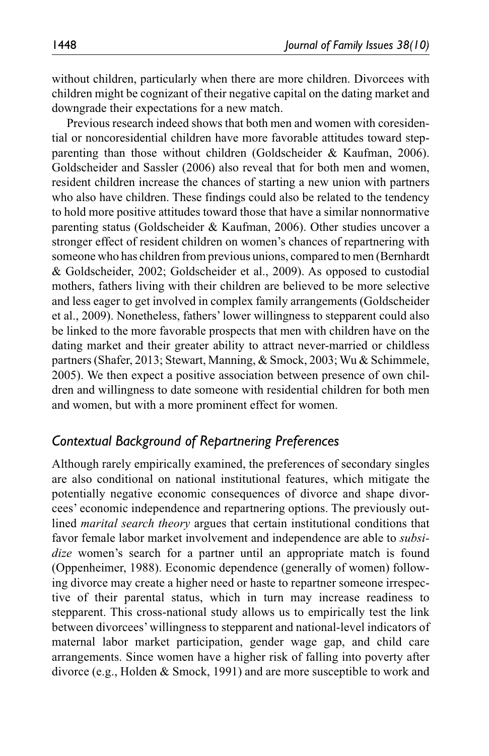without children, particularly when there are more children. Divorcees with children might be cognizant of their negative capital on the dating market and downgrade their expectations for a new match.

Previous research indeed shows that both men and women with coresidential or noncoresidential children have more favorable attitudes toward stepparenting than those without children (Goldscheider & Kaufman, 2006). Goldscheider and Sassler (2006) also reveal that for both men and women, resident children increase the chances of starting a new union with partners who also have children. These findings could also be related to the tendency to hold more positive attitudes toward those that have a similar nonnormative parenting status (Goldscheider & Kaufman, 2006). Other studies uncover a stronger effect of resident children on women's chances of repartnering with someone who has children from previous unions, compared to men (Bernhardt & Goldscheider, 2002; Goldscheider et al., 2009). As opposed to custodial mothers, fathers living with their children are believed to be more selective and less eager to get involved in complex family arrangements (Goldscheider et al., 2009). Nonetheless, fathers' lower willingness to stepparent could also be linked to the more favorable prospects that men with children have on the dating market and their greater ability to attract never-married or childless partners (Shafer, 2013; Stewart, Manning, & Smock, 2003; Wu & Schimmele, 2005). We then expect a positive association between presence of own children and willingness to date someone with residential children for both men and women, but with a more prominent effect for women.

## *Contextual Background of Repartnering Preferences*

Although rarely empirically examined, the preferences of secondary singles are also conditional on national institutional features, which mitigate the potentially negative economic consequences of divorce and shape divorcees' economic independence and repartnering options. The previously outlined *marital search theory* argues that certain institutional conditions that favor female labor market involvement and independence are able to *subsidize* women's search for a partner until an appropriate match is found (Oppenheimer, 1988). Economic dependence (generally of women) following divorce may create a higher need or haste to repartner someone irrespective of their parental status, which in turn may increase readiness to stepparent. This cross-national study allows us to empirically test the link between divorcees' willingness to stepparent and national-level indicators of maternal labor market participation, gender wage gap, and child care arrangements. Since women have a higher risk of falling into poverty after divorce (e.g., Holden & Smock, 1991) and are more susceptible to work and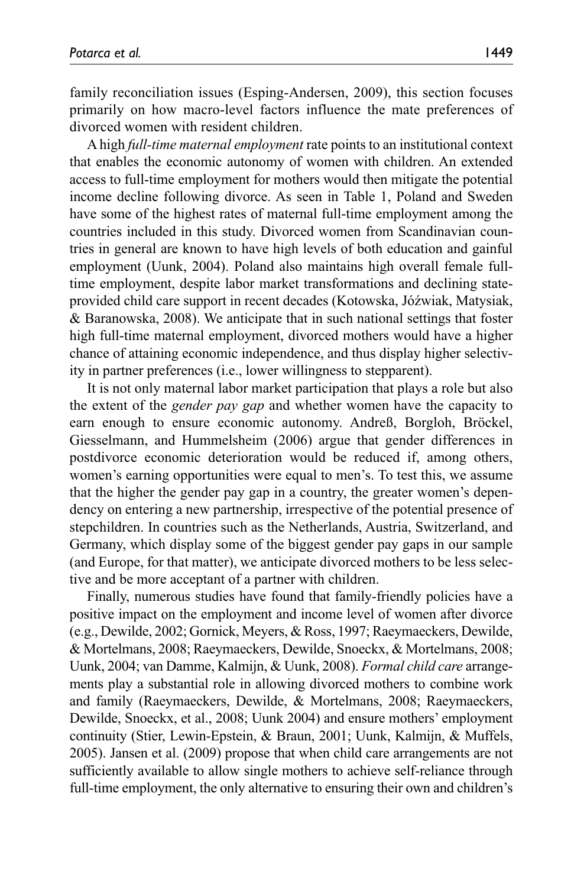family reconciliation issues (Esping-Andersen, 2009), this section focuses primarily on how macro-level factors influence the mate preferences of divorced women with resident children.

A high *full-time maternal employment* rate points to an institutional context that enables the economic autonomy of women with children. An extended access to full-time employment for mothers would then mitigate the potential income decline following divorce. As seen in Table 1, Poland and Sweden have some of the highest rates of maternal full-time employment among the countries included in this study. Divorced women from Scandinavian countries in general are known to have high levels of both education and gainful employment (Uunk, 2004). Poland also maintains high overall female full-time employment, despite labor market transformations and declining state-provided child care support in recent decades (Kotowska, Jóźwiak, Matysiak, & Baranowska, 2008). We anticipate that in such national settings that foster high full-time maternal employment, divorced mothers would have a higher chance of attaining economic independence, and thus display higher selectivity in partner preferences (i.e., lower willingness to stepparent).

It is not only maternal labor market participation that plays a role but also the extent of the *gender pay gap* and whether women have the capacity to earn enough to ensure economic autonomy. Andreß, Borgloh, Bröckel, Giesselmann, and Hummelsheim (2006) argue that gender differences in postdivorce economic deterioration would be reduced if, among others, women's earning opportunities were equal to men's. To test this, we assume that the higher the gender pay gap in a country, the greater women's dependency on entering a new partnership, irrespective of the potential presence of stepchildren. In countries such as the Netherlands, Austria, Switzerland, and Germany, which display some of the biggest gender pay gaps in our sample (and Europe, for that matter), we anticipate divorced mothers to be less selective and be more acceptant of a partner with children.

Finally, numerous studies have found that family-friendly policies have a positive impact on the employment and income level of women after divorce (e.g., Dewilde, 2002; Gornick, Meyers, & Ross, 1997; Raeymaeckers, Dewilde, & Mortelmans, 2008; Raeymaeckers, Dewilde, Snoeckx, & Mortelmans, 2008; Uunk, 2004; van Damme, Kalmijn, & Uunk, 2008). *Formal child care* arrangements play a substantial role in allowing divorced mothers to combine work and family (Raeymaeckers, Dewilde, & Mortelmans, 2008; Raeymaeckers, Dewilde, Snoeckx, et al., 2008; Uunk 2004) and ensure mothers' employment continuity (Stier, Lewin-Epstein, & Braun, 2001; Uunk, Kalmijn, & Muffels, 2005). Jansen et al. (2009) propose that when child care arrangements are not sufficiently available to allow single mothers to achieve self-reliance through full-time employment, the only alternative to ensuring their own and children's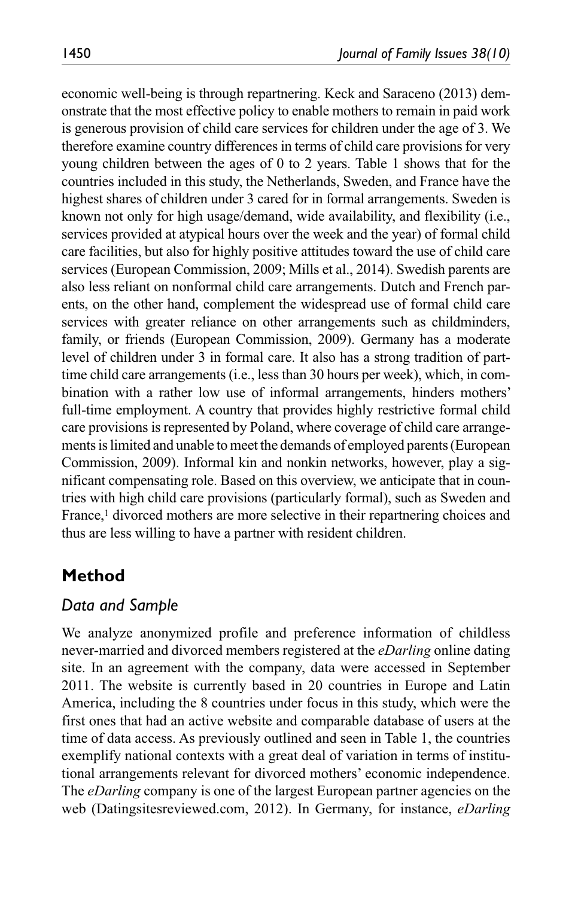economic well-being is through repartnering. Keck and Saraceno (2013) demonstrate that the most effective policy to enable mothers to remain in paid work is generous provision of child care services for children under the age of 3. We therefore examine country differences in terms of child care provisions for very young children between the ages of 0 to 2 years. Table 1 shows that for the countries included in this study, the Netherlands, Sweden, and France have the highest shares of children under 3 cared for in formal arrangements. Sweden is known not only for high usage/demand, wide availability, and flexibility (i.e., services provided at atypical hours over the week and the year) of formal child care facilities, but also for highly positive attitudes toward the use of child care services (European Commission, 2009; Mills et al., 2014). Swedish parents are also less reliant on nonformal child care arrangements. Dutch and French parents, on the other hand, complement the widespread use of formal child care services with greater reliance on other arrangements such as childminders, family, or friends (European Commission, 2009). Germany has a moderate level of children under 3 in formal care. It also has a strong tradition of part-time child care arrangements (i.e., less than 30 hours per week), which, in combination with a rather low use of informal arrangements, hinders mothers' full-time employment. A country that provides highly restrictive formal child care provisions is represented by Poland, where coverage of child care arrangements is limited and unable to meet the demands of employed parents (European Commission, 2009). Informal kin and nonkin networks, however, play a significant compensating role. Based on this overview, we anticipate that in countries with high child care provisions (particularly formal), such as Sweden and France,[1] divorced mothers are more selective in their repartnering choices and thus are less willing to have a partner with resident children.

## Method

### Data and Sample

We analyze anonymized profile and preference information of childless never-married and divorced members registered at the *eDarling* online dating site. In an agreement with the company, data were accessed in September 2011. The website is currently based in 20 countries in Europe and Latin America, including the 8 countries under focus in this study, which were the first ones that had an active website and comparable database of users at the time of data access. As previously outlined and seen in Table 1, the countries exemplify national contexts with a great deal of variation in terms of institutional arrangements relevant for divorced mothers' economic independence. The *eDarling* company is one of the largest European partner agencies on the web (Datingsitesreviewed.com, 2012). In Germany, for instance, *eDarling*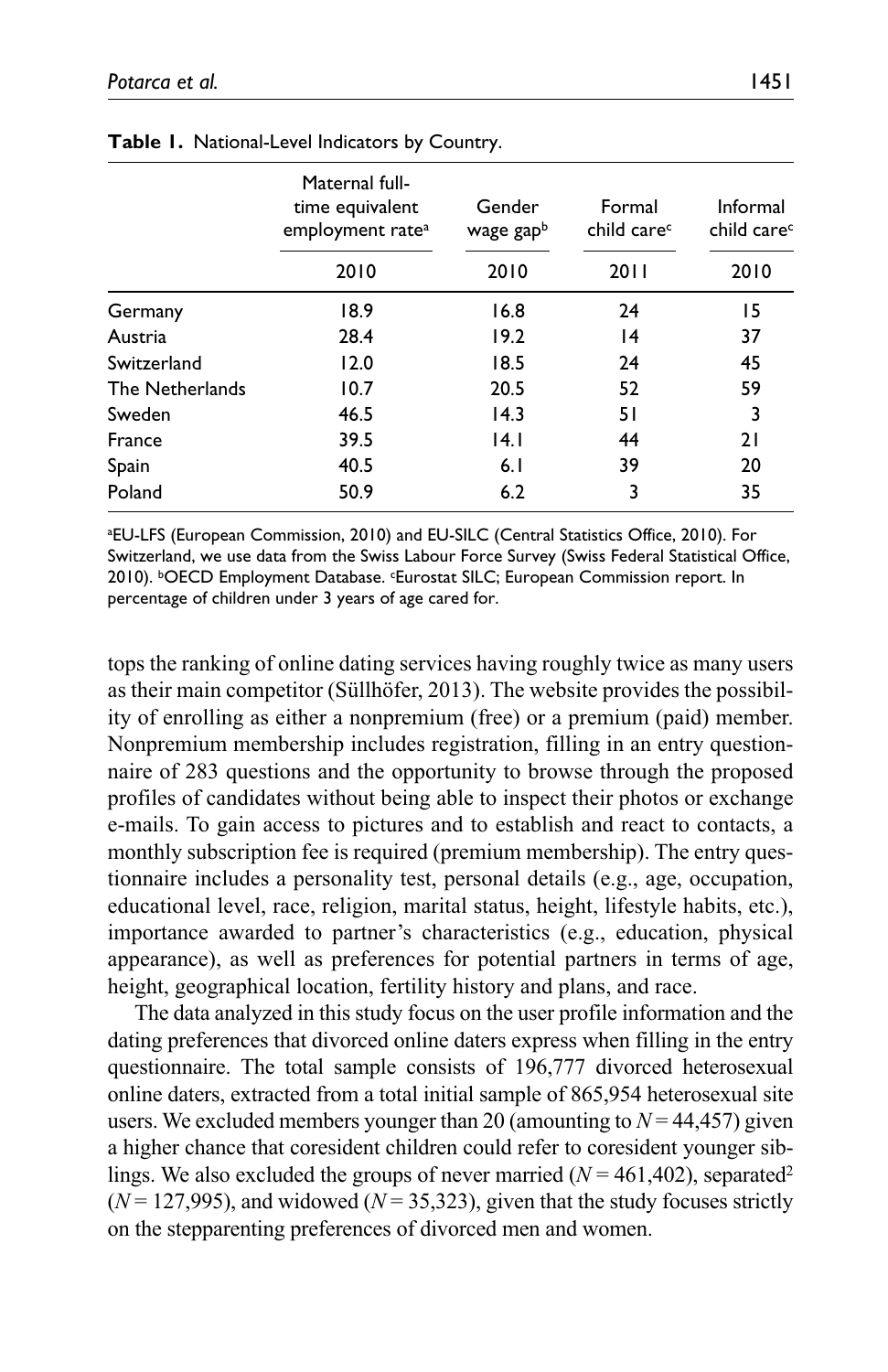**Table 1.** National-Level Indicators by Country.

| | Maternal full-time equivalent employment rate[a] | Gender wage gap[b] | Formal child care[c] | Informal child care[c] |
|---|---|---|---|---|
| | 2010 | 2010 | 2011 | 2010 |
| Germany | 18.9 | 16.8 | 24 | 15 |
| Austria | 28.4 | 19.2 | 14 | 37 |
| Switzerland | 12.0 | 18.5 | 24 | 45 |
| The Netherlands | 10.7 | 20.5 | 52 | 59 |
| Sweden | 46.5 | 14.3 | 51 | 3 |
| France | 39.5 | 14.1 | 44 | 21 |
| Spain | 40.5 | 6.1 | 39 | 20 |
| Poland | 50.9 | 6.2 | 3 | 35 |

[a]EU-LFS (European Commission, 2010) and EU-SILC (Central Statistics Office, 2010). For Switzerland, we use data from the Swiss Labour Force Survey (Swiss Federal Statistical Office, 2010). [b]OECD Employment Database. [c]Eurostat SILC; European Commission report. In percentage of children under 3 years of age cared for.

tops the ranking of online dating services having roughly twice as many users as their main competitor (Süllhöfer, 2013). The website provides the possibility of enrolling as either a nonpremium (free) or a premium (paid) member. Nonpremium membership includes registration, filling in an entry questionnaire of 283 questions and the opportunity to browse through the proposed profiles of candidates without being able to inspect their photos or exchange e-mails. To gain access to pictures and to establish and react to contacts, a monthly subscription fee is required (premium membership). The entry questionnaire includes a personality test, personal details (e.g., age, occupation, educational level, race, religion, marital status, height, lifestyle habits, etc.), importance awarded to partner's characteristics (e.g., education, physical appearance), as well as preferences for potential partners in terms of age, height, geographical location, fertility history and plans, and race.

The data analyzed in this study focus on the user profile information and the dating preferences that divorced online daters express when filling in the entry questionnaire. The total sample consists of 196,777 divorced heterosexual online daters, extracted from a total initial sample of 865,954 heterosexual site users. We excluded members younger than 20 (amounting to $N = 44{,}457$) given a higher chance that coresident children could refer to coresident younger siblings. We also excluded the groups of never married ($N = 461{,}402$), separated[2] ($N = 127{,}995$), and widowed ($N = 35{,}323$), given that the study focuses strictly on the stepparenting preferences of divorced men and women.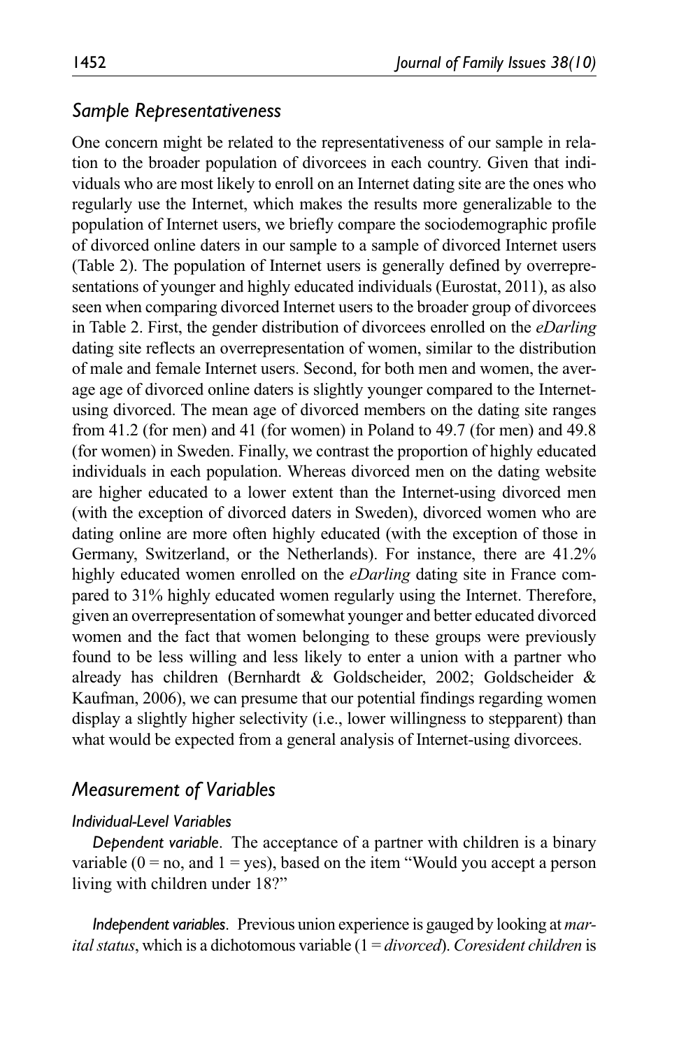## Sample Representativeness

One concern might be related to the representativeness of our sample in relation to the broader population of divorcees in each country. Given that individuals who are most likely to enroll on an Internet dating site are the ones who regularly use the Internet, which makes the results more generalizable to the population of Internet users, we briefly compare the sociodemographic profile of divorced online daters in our sample to a sample of divorced Internet users (Table 2). The population of Internet users is generally defined by overrepresentations of younger and highly educated individuals (Eurostat, 2011), as also seen when comparing divorced Internet users to the broader group of divorcees in Table 2. First, the gender distribution of divorcees enrolled on the *eDarling* dating site reflects an overrepresentation of women, similar to the distribution of male and female Internet users. Second, for both men and women, the average age of divorced online daters is slightly younger compared to the Internet-using divorced. The mean age of divorced members on the dating site ranges from 41.2 (for men) and 41 (for women) in Poland to 49.7 (for men) and 49.8 (for women) in Sweden. Finally, we contrast the proportion of highly educated individuals in each population. Whereas divorced men on the dating website are higher educated to a lower extent than the Internet-using divorced men (with the exception of divorced daters in Sweden), divorced women who are dating online are more often highly educated (with the exception of those in Germany, Switzerland, or the Netherlands). For instance, there are 41.2% highly educated women enrolled on the *eDarling* dating site in France compared to 31% highly educated women regularly using the Internet. Therefore, given an overrepresentation of somewhat younger and better educated divorced women and the fact that women belonging to these groups were previously found to be less willing and less likely to enter a union with a partner who already has children (Bernhardt & Goldscheider, 2002; Goldscheider & Kaufman, 2006), we can presume that our potential findings regarding women display a slightly higher selectivity (i.e., lower willingness to stepparent) than what would be expected from a general analysis of Internet-using divorcees.

## Measurement of Variables

### Individual-Level Variables

*Dependent variable*. The acceptance of a partner with children is a binary variable (0 = no, and 1 = yes), based on the item "Would you accept a person living with children under 18?"

*Independent variables*. Previous union experience is gauged by looking at *marital status*, which is a dichotomous variable (1 = *divorced*). *Coresident children* is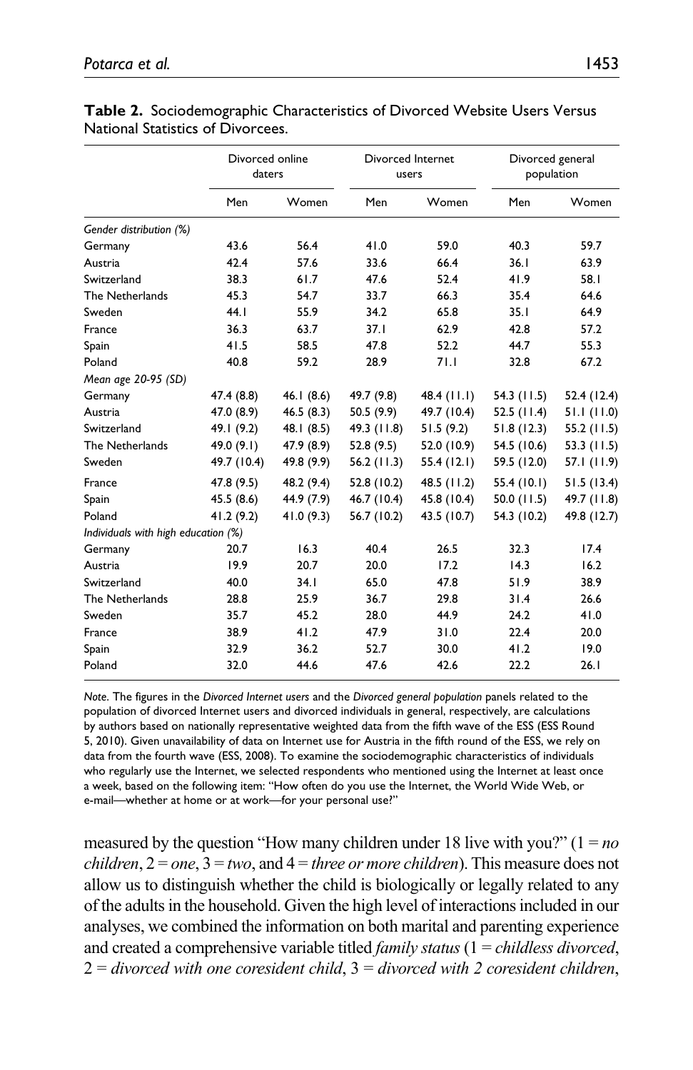**Table 2.** Sociodemographic Characteristics of Divorced Website Users Versus National Statistics of Divorcees.

| | Divorced online daters | | Divorced Internet users | | Divorced general population | |
|---|---|---|---|---|---|---|
| | Men | Women | Men | Women | Men | Women |
| *Gender distribution (%)* | | | | | | |
| Germany | 43.6 | 56.4 | 41.0 | 59.0 | 40.3 | 59.7 |
| Austria | 42.4 | 57.6 | 33.6 | 66.4 | 36.1 | 63.9 |
| Switzerland | 38.3 | 61.7 | 47.6 | 52.4 | 41.9 | 58.1 |
| The Netherlands | 45.3 | 54.7 | 33.7 | 66.3 | 35.4 | 64.6 |
| Sweden | 44.1 | 55.9 | 34.2 | 65.8 | 35.1 | 64.9 |
| France | 36.3 | 63.7 | 37.1 | 62.9 | 42.8 | 57.2 |
| Spain | 41.5 | 58.5 | 47.8 | 52.2 | 44.7 | 55.3 |
| Poland | 40.8 | 59.2 | 28.9 | 71.1 | 32.8 | 67.2 |
| *Mean age 20-95 (SD)* | | | | | | |
| Germany | 47.4 (8.8) | 46.1 (8.6) | 49.7 (9.8) | 48.4 (11.1) | 54.3 (11.5) | 52.4 (12.4) |
| Austria | 47.0 (8.9) | 46.5 (8.3) | 50.5 (9.9) | 49.7 (10.4) | 52.5 (11.4) | 51.1 (11.0) |
| Switzerland | 49.1 (9.2) | 48.1 (8.5) | 49.3 (11.8) | 51.5 (9.2) | 51.8 (12.3) | 55.2 (11.5) |
| The Netherlands | 49.0 (9.1) | 47.9 (8.9) | 52.8 (9.5) | 52.0 (10.9) | 54.5 (10.6) | 53.3 (11.5) |
| Sweden | 49.7 (10.4) | 49.8 (9.9) | 56.2 (11.3) | 55.4 (12.1) | 59.5 (12.0) | 57.1 (11.9) |
| France | 47.8 (9.5) | 48.2 (9.4) | 52.8 (10.2) | 48.5 (11.2) | 55.4 (10.1) | 51.5 (13.4) |
| Spain | 45.5 (8.6) | 44.9 (7.9) | 46.7 (10.4) | 45.8 (10.4) | 50.0 (11.5) | 49.7 (11.8) |
| Poland | 41.2 (9.2) | 41.0 (9.3) | 56.7 (10.2) | 43.5 (10.7) | 54.3 (10.2) | 49.8 (12.7) |
| *Individuals with high education (%)* | | | | | | |
| Germany | 20.7 | 16.3 | 40.4 | 26.5 | 32.3 | 17.4 |
| Austria | 19.9 | 20.7 | 20.0 | 17.2 | 14.3 | 16.2 |
| Switzerland | 40.0 | 34.1 | 65.0 | 47.8 | 51.9 | 38.9 |
| The Netherlands | 28.8 | 25.9 | 36.7 | 29.8 | 31.4 | 26.6 |
| Sweden | 35.7 | 45.2 | 28.0 | 44.9 | 24.2 | 41.0 |
| France | 38.9 | 41.2 | 47.9 | 31.0 | 22.4 | 20.0 |
| Spain | 32.9 | 36.2 | 52.7 | 30.0 | 41.2 | 19.0 |
| Poland | 32.0 | 44.6 | 47.6 | 42.6 | 22.2 | 26.1 |

*Note.* The figures in the *Divorced Internet users* and the *Divorced general population* panels related to the population of divorced Internet users and divorced individuals in general, respectively, are calculations by authors based on nationally representative weighted data from the fifth wave of the ESS (ESS Round 5, 2010). Given unavailability of data on Internet use for Austria in the fifth round of the ESS, we rely on data from the fourth wave (ESS, 2008). To examine the sociodemographic characteristics of individuals who regularly use the Internet, we selected respondents who mentioned using the Internet at least once a week, based on the following item: "How often do you use the Internet, the World Wide Web, or e-mail—whether at home or at work—for your personal use?"

measured by the question "How many children under 18 live with you?" (1 = *no children*, 2 = *one*, 3 = *two*, and 4 = *three or more children*). This measure does not allow us to distinguish whether the child is biologically or legally related to any of the adults in the household. Given the high level of interactions included in our analyses, we combined the information on both marital and parenting experience and created a comprehensive variable titled *family status* (1 = *childless divorced*, 2 = *divorced with one coresident child*, 3 = *divorced with 2 coresident children*,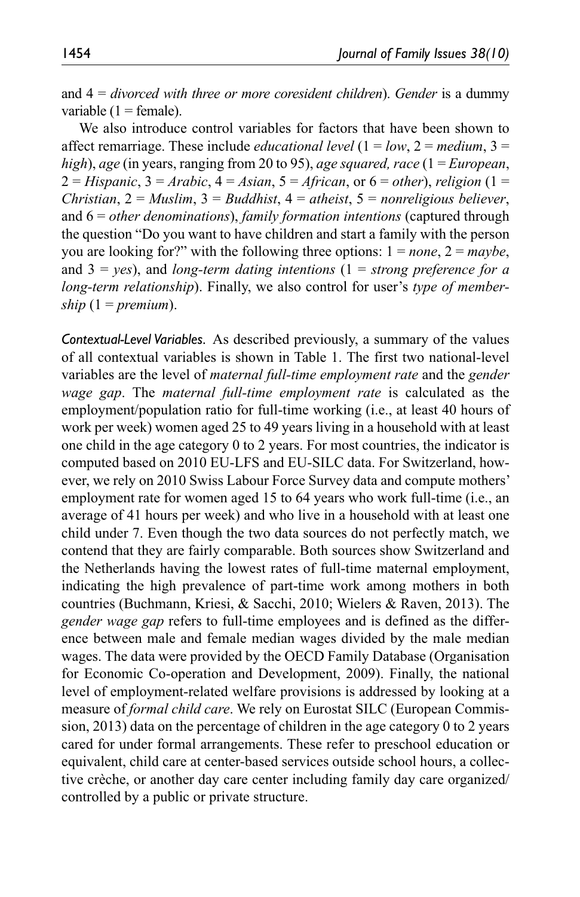and 4 = *divorced with three or more coresident children*). *Gender* is a dummy variable (1 = female).

We also introduce control variables for factors that have been shown to affect remarriage. These include *educational level* (1 = *low*, 2 = *medium*, 3 = *high*), *age* (in years, ranging from 20 to 95), *age squared, race* (1 = *European*, 2 = *Hispanic*, 3 = *Arabic*, 4 = *Asian*, 5 = *African*, or 6 = *other*), *religion* (1 = *Christian*, 2 = *Muslim*, 3 = *Buddhist*, 4 = *atheist*, 5 = *nonreligious believer*, and 6 = *other denominations*), *family formation intentions* (captured through the question "Do you want to have children and start a family with the person you are looking for?" with the following three options: 1 = *none*, 2 = *maybe*, and 3 = *yes*), and *long-term dating intentions* (1 = *strong preference for a long-term relationship*). Finally, we also control for user's *type of membership* (1 = *premium*).

*Contextual-Level Variables.* As described previously, a summary of the values of all contextual variables is shown in Table 1. The first two national-level variables are the level of *maternal full-time employment rate* and the *gender wage gap*. The *maternal full-time employment rate* is calculated as the employment/population ratio for full-time working (i.e., at least 40 hours of work per week) women aged 25 to 49 years living in a household with at least one child in the age category 0 to 2 years. For most countries, the indicator is computed based on 2010 EU-LFS and EU-SILC data. For Switzerland, however, we rely on 2010 Swiss Labour Force Survey data and compute mothers' employment rate for women aged 15 to 64 years who work full-time (i.e., an average of 41 hours per week) and who live in a household with at least one child under 7. Even though the two data sources do not perfectly match, we contend that they are fairly comparable. Both sources show Switzerland and the Netherlands having the lowest rates of full-time maternal employment, indicating the high prevalence of part-time work among mothers in both countries (Buchmann, Kriesi, & Sacchi, 2010; Wielers & Raven, 2013). The *gender wage gap* refers to full-time employees and is defined as the difference between male and female median wages divided by the male median wages. The data were provided by the OECD Family Database (Organisation for Economic Co-operation and Development, 2009). Finally, the national level of employment-related welfare provisions is addressed by looking at a measure of *formal child care*. We rely on Eurostat SILC (European Commission, 2013) data on the percentage of children in the age category 0 to 2 years cared for under formal arrangements. These refer to preschool education or equivalent, child care at center-based services outside school hours, a collective crèche, or another day care center including family day care organized/controlled by a public or private structure.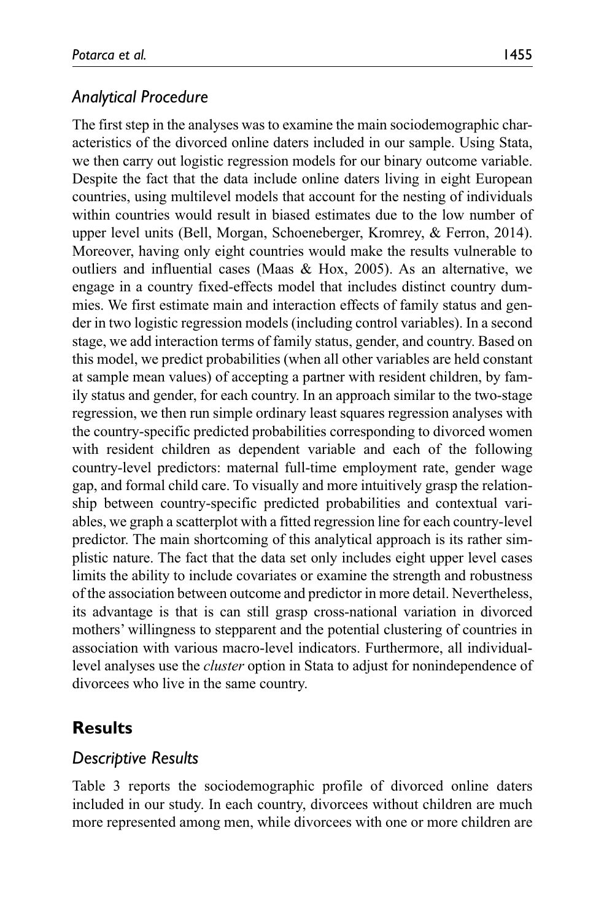### *Analytical Procedure*

The first step in the analyses was to examine the main sociodemographic characteristics of the divorced online daters included in our sample. Using Stata, we then carry out logistic regression models for our binary outcome variable. Despite the fact that the data include online daters living in eight European countries, using multilevel models that account for the nesting of individuals within countries would result in biased estimates due to the low number of upper level units (Bell, Morgan, Schoeneberger, Kromrey, & Ferron, 2014). Moreover, having only eight countries would make the results vulnerable to outliers and influential cases (Maas & Hox, 2005). As an alternative, we engage in a country fixed-effects model that includes distinct country dummies. We first estimate main and interaction effects of family status and gender in two logistic regression models (including control variables). In a second stage, we add interaction terms of family status, gender, and country. Based on this model, we predict probabilities (when all other variables are held constant at sample mean values) of accepting a partner with resident children, by family status and gender, for each country. In an approach similar to the two-stage regression, we then run simple ordinary least squares regression analyses with the country-specific predicted probabilities corresponding to divorced women with resident children as dependent variable and each of the following country-level predictors: maternal full-time employment rate, gender wage gap, and formal child care. To visually and more intuitively grasp the relationship between country-specific predicted probabilities and contextual variables, we graph a scatterplot with a fitted regression line for each country-level predictor. The main shortcoming of this analytical approach is its rather simplistic nature. The fact that the data set only includes eight upper level cases limits the ability to include covariates or examine the strength and robustness of the association between outcome and predictor in more detail. Nevertheless, its advantage is that is can still grasp cross-national variation in divorced mothers' willingness to stepparent and the potential clustering of countries in association with various macro-level indicators. Furthermore, all individual-level analyses use the *cluster* option in Stata to adjust for nonindependence of divorcees who live in the same country.

## **Results**

### *Descriptive Results*

Table 3 reports the sociodemographic profile of divorced online daters included in our study. In each country, divorcees without children are much more represented among men, while divorcees with one or more children are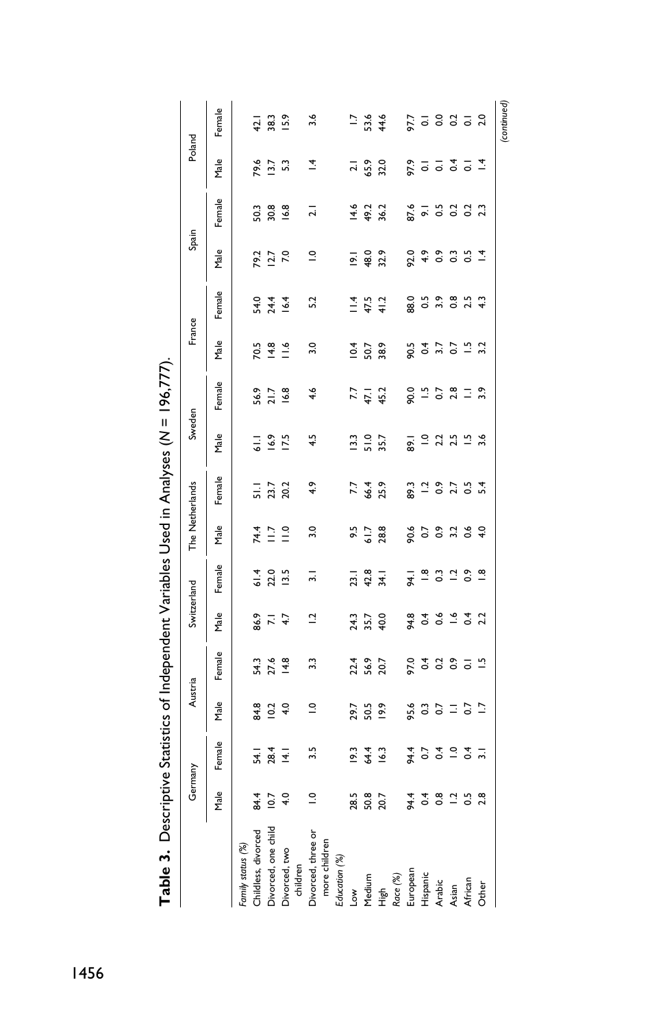**Table 3.** Descriptive Statistics of Independent Variables Used in Analyses ($N$ = 196,777).

| | Germany | | Austria | | Switzerland | | The Netherlands | | Sweden | | France | | Spain | | Poland | |
|---|---|---|---|---|---|---|---|---|---|---|---|---|---|---|---|---|
| | Male | Female | Male | Female | Male | Female | Male | Female | Male | Female | Male | Female | Male | Female | Male | Female |
| *Family status (%)* | | | | | | | | | | | | | | | | |
| Childless, divorced | 84.4 | 54.1 | 84.8 | 54.3 | 86.9 | 61.4 | 74.4 | 51.1 | 61.1 | 56.9 | 70.5 | 54.0 | 79.2 | 50.3 | 79.6 | 42.1 |
| Divorced, one child | 10.7 | 28.4 | 10.2 | 27.6 | 7.1 | 22.0 | 11.7 | 23.7 | 16.9 | 21.7 | 14.8 | 24.4 | 12.7 | 30.8 | 13.7 | 38.3 |
| Divorced, two children | 4.0 | 14.1 | 4.0 | 14.8 | 4.7 | 13.5 | 11.0 | 20.2 | 17.5 | 16.8 | 11.6 | 16.4 | 7.0 | 16.8 | 5.3 | 15.9 |
| Divorced, three or more children | 1.0 | 3.5 | 1.0 | 3.3 | 1.2 | 3.1 | 3.0 | 4.9 | 4.5 | 4.6 | 3.0 | 5.2 | 1.0 | 2.1 | 1.4 | 3.6 |
| *Education (%)* | | | | | | | | | | | | | | | | |
| Low | 28.5 | 19.3 | 29.7 | 22.4 | 24.3 | 23.1 | 9.5 | 7.7 | 13.3 | 7.7 | 10.4 | 11.4 | 19.1 | 14.6 | 2.1 | 1.7 |
| Medium | 50.8 | 64.4 | 50.5 | 56.9 | 35.7 | 42.8 | 61.7 | 66.4 | 51.0 | 47.1 | 50.7 | 47.5 | 48.0 | 49.2 | 65.9 | 53.6 |
| High | 20.7 | 16.3 | 19.9 | 20.7 | 40.0 | 34.1 | 28.8 | 25.9 | 35.7 | 45.2 | 38.9 | 41.2 | 32.9 | 36.2 | 32.0 | 44.6 |
| *Race (%)* | | | | | | | | | | | | | | | | |
| European | 94.4 | 94.4 | 95.6 | 97.0 | 94.8 | 94.1 | 90.6 | 89.3 | 89.1 | 90.0 | 90.5 | 88.0 | 92.0 | 87.6 | 97.9 | 97.7 |
| Hispanic | 0.4 | 0.7 | 0.3 | 0.4 | 0.4 | 1.8 | 0.7 | 1.2 | 1.0 | 1.5 | 0.4 | 0.5 | 4.9 | 9.1 | 0.1 | 0.1 |
| Arabic | 0.8 | 0.4 | 0.7 | 0.2 | 0.6 | 0.3 | 0.9 | 0.9 | 2.2 | 0.7 | 3.7 | 3.9 | 0.9 | 0.5 | 0.1 | 0.0 |
| Asian | 1.2 | 1.0 | 1.1 | 0.9 | 1.6 | 1.2 | 3.2 | 2.7 | 2.5 | 2.8 | 0.7 | 0.8 | 0.3 | 0.2 | 0.4 | 0.2 |
| African | 0.5 | 0.4 | 0.7 | 0.1 | 0.4 | 0.9 | 0.6 | 0.5 | 1.5 | 1.1 | 1.5 | 2.5 | 0.5 | 0.2 | 0.1 | 0.1 |
| Other | 2.8 | 3.1 | 1.7 | 1.5 | 2.2 | 1.8 | 4.0 | 5.4 | 3.6 | 3.9 | 3.2 | 4.3 | 1.4 | 2.3 | 1.4 | 2.0 |

(continued)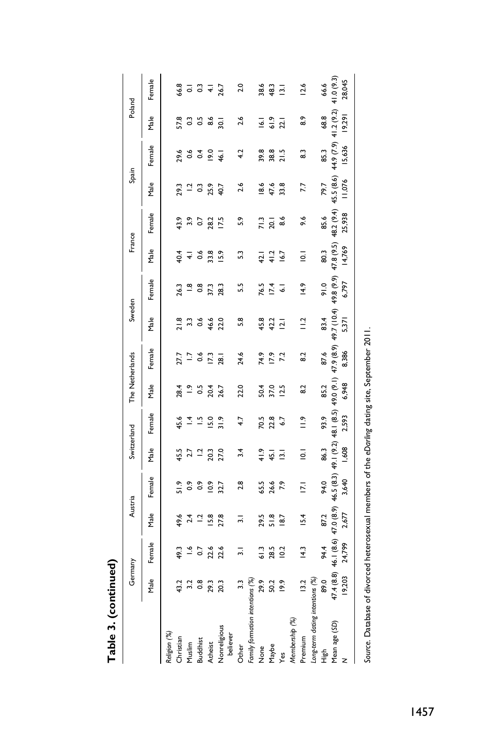**Table 3. (continued)**

| | Germany | | Austria | | Switzerland | | The Netherlands | | Sweden | | France | | Spain | | Poland | |
|---|---|---|---|---|---|---|---|---|---|---|---|---|---|---|---|---|
| | Male | Female | Male | Female | Male | Female | Male | Female | Male | Female | Male | Female | Male | Female | Male | Female |
| *Religion (%)* | | | | | | | | | | | | | | | | |
| Christian | 43.2 | 49.3 | 49.6 | 51.9 | 45.5 | 45.6 | 28.4 | 27.7 | 21.8 | 26.3 | 40.4 | 43.9 | 29.3 | 29.6 | 57.8 | 66.8 |
| Muslim | 3.2 | 1.6 | 2.4 | 0.9 | 2.7 | 1.4 | 1.9 | 1.7 | 3.3 | 1.8 | 4.1 | 3.9 | 1.2 | 0.6 | 0.3 | 0.1 |
| Buddhist | 0.8 | 0.7 | 1.2 | 0.9 | 1.2 | 1.5 | 0.5 | 0.6 | 0.6 | 0.8 | 0.6 | 0.7 | 0.3 | 0.4 | 0.5 | 0.3 |
| Atheist | 29.3 | 22.6 | 15.8 | 10.9 | 20.3 | 15.0 | 20.4 | 17.3 | 46.6 | 37.3 | 33.8 | 28.2 | 25.9 | 19.0 | 8.6 | 4.1 |
| Nonreligious believer | 20.3 | 22.6 | 27.8 | 32.7 | 27.0 | 31.9 | 26.7 | 28.1 | 22.0 | 28.3 | 15.9 | 17.5 | 40.7 | 46.1 | 30.1 | 26.7 |
| Other | 3.3 | 3.1 | 3.1 | 2.8 | 3.4 | 4.7 | 22.0 | 24.6 | 5.8 | 5.5 | 5.3 | 5.9 | 2.6 | 4.2 | 2.6 | 2.0 |
| *Family formation intentions (%)* | | | | | | | | | | | | | | | | |
| None | 29.9 | 61.3 | 29.5 | 65.5 | 41.9 | 70.5 | 50.4 | 74.9 | 45.8 | 76.5 | 42.1 | 71.3 | 18.6 | 39.8 | 16.1 | 38.6 |
| Maybe | 50.2 | 28.5 | 51.8 | 26.6 | 45.1 | 22.8 | 37.0 | 17.9 | 42.2 | 17.4 | 41.2 | 20.1 | 47.6 | 38.8 | 61.9 | 48.3 |
| Yes | 19.9 | 10.2 | 18.7 | 7.9 | 13.1 | 6.7 | 12.5 | 7.2 | 12.1 | 6.1 | 16.7 | 8.6 | 33.8 | 21.5 | 22.1 | 13.1 |
| *Membership (%)* | | | | | | | | | | | | | | | | |
| Premium | 13.2 | 14.3 | 15.4 | 17.1 | 10.1 | 11.9 | 8.2 | 8.2 | 11.2 | 14.9 | 10.1 | 9.6 | 7.7 | 8.3 | 8.9 | 12.6 |
| *Long-term dating intentions (%)* | | | | | | | | | | | | | | | | |
| High | 89.0 | 94.4 | 87.2 | 94.0 | 86.3 | 93.9 | 85.2 | 87.6 | 83.4 | 91.0 | 80.3 | 85.6 | 79.7 | 85.3 | 68.8 | 66.6 |
| Mean age (SD) | 47.4 (8.8) | 46.1 (8.6) | 47.0 (8.9) | 46.5 (8.3) | 49.1 (9.2) | 48.1 (8.5) | 49.0 (9.1) | 47.9 (8.9) | 49.7 (10.4) | 49.8 (9.9) | 47.8 (9.5) | 48.2 (9.4) | 45.5 (8.6) | 44.9 (7.9) | 41.2 (9.2) | 41.0 (9.3) |
| N | 19,203 | 24,799 | 2,677 | 3,640 | 1,608 | 2,593 | 6,948 | 8,386 | 5,371 | 6,797 | 14,769 | 25,938 | 11,076 | 15,636 | 19,291 | 28,045 |

*Source.* Database of divorced heterosexual members of the *eDarling* dating site, September 2011.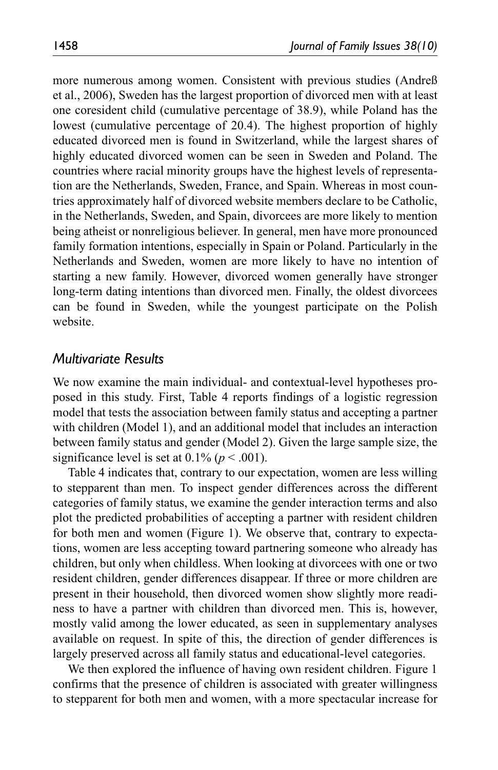more numerous among women. Consistent with previous studies (Andreß et al., 2006), Sweden has the largest proportion of divorced men with at least one coresident child (cumulative percentage of 38.9), while Poland has the lowest (cumulative percentage of 20.4). The highest proportion of highly educated divorced men is found in Switzerland, while the largest shares of highly educated divorced women can be seen in Sweden and Poland. The countries where racial minority groups have the highest levels of representation are the Netherlands, Sweden, France, and Spain. Whereas in most countries approximately half of divorced website members declare to be Catholic, in the Netherlands, Sweden, and Spain, divorcees are more likely to mention being atheist or nonreligious believer. In general, men have more pronounced family formation intentions, especially in Spain or Poland. Particularly in the Netherlands and Sweden, women are more likely to have no intention of starting a new family. However, divorced women generally have stronger long-term dating intentions than divorced men. Finally, the oldest divorcees can be found in Sweden, while the youngest participate on the Polish website.

## *Multivariate Results*

We now examine the main individual- and contextual-level hypotheses proposed in this study. First, Table 4 reports findings of a logistic regression model that tests the association between family status and accepting a partner with children (Model 1), and an additional model that includes an interaction between family status and gender (Model 2). Given the large sample size, the significance level is set at 0.1% ($p < .001$).

Table 4 indicates that, contrary to our expectation, women are less willing to stepparent than men. To inspect gender differences across the different categories of family status, we examine the gender interaction terms and also plot the predicted probabilities of accepting a partner with resident children for both men and women (Figure 1). We observe that, contrary to expectations, women are less accepting toward partnering someone who already has children, but only when childless. When looking at divorcees with one or two resident children, gender differences disappear. If three or more children are present in their household, then divorced women show slightly more readiness to have a partner with children than divorced men. This is, however, mostly valid among the lower educated, as seen in supplementary analyses available on request. In spite of this, the direction of gender differences is largely preserved across all family status and educational-level categories.

We then explored the influence of having own resident children. Figure 1 confirms that the presence of children is associated with greater willingness to stepparent for both men and women, with a more spectacular increase for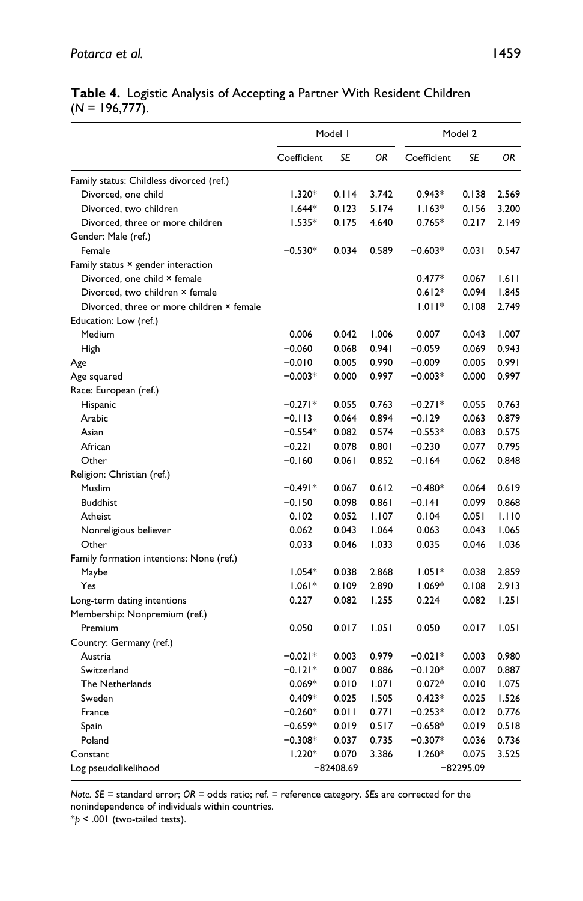**Table 4.** Logistic Analysis of Accepting a Partner With Resident Children ($N$ = 196,777).

| | Model 1 | | | Model 2 | | |
|---|---|---|---|---|---|---|
| | Coefficient | *SE* | *OR* | Coefficient | *SE* | *OR* |
| Family status: Childless divorced (ref.) | | | | | | |
| Divorced, one child | 1.320* | 0.114 | 3.742 | 0.943* | 0.138 | 2.569 |
| Divorced, two children | 1.644* | 0.123 | 5.174 | 1.163* | 0.156 | 3.200 |
| Divorced, three or more children | 1.535* | 0.175 | 4.640 | 0.765* | 0.217 | 2.149 |
| Gender: Male (ref.) | | | | | | |
| Female | −0.530* | 0.034 | 0.589 | −0.603* | 0.031 | 0.547 |
| Family status × gender interaction | | | | | | |
| Divorced, one child × female | | | | 0.477* | 0.067 | 1.611 |
| Divorced, two children × female | | | | 0.612* | 0.094 | 1.845 |
| Divorced, three or more children × female | | | | 1.011* | 0.108 | 2.749 |
| Education: Low (ref.) | | | | | | |
| Medium | 0.006 | 0.042 | 1.006 | 0.007 | 0.043 | 1.007 |
| High | −0.060 | 0.068 | 0.941 | −0.059 | 0.069 | 0.943 |
| Age | −0.010 | 0.005 | 0.990 | −0.009 | 0.005 | 0.991 |
| Age squared | −0.003* | 0.000 | 0.997 | −0.003* | 0.000 | 0.997 |
| Race: European (ref.) | | | | | | |
| Hispanic | −0.271* | 0.055 | 0.763 | −0.271* | 0.055 | 0.763 |
| Arabic | −0.113 | 0.064 | 0.894 | −0.129 | 0.063 | 0.879 |
| Asian | −0.554* | 0.082 | 0.574 | −0.553* | 0.083 | 0.575 |
| African | −0.221 | 0.078 | 0.801 | −0.230 | 0.077 | 0.795 |
| Other | −0.160 | 0.061 | 0.852 | −0.164 | 0.062 | 0.848 |
| Religion: Christian (ref.) | | | | | | |
| Muslim | −0.491* | 0.067 | 0.612 | −0.480* | 0.064 | 0.619 |
| Buddhist | −0.150 | 0.098 | 0.861 | −0.141 | 0.099 | 0.868 |
| Atheist | 0.102 | 0.052 | 1.107 | 0.104 | 0.051 | 1.110 |
| Nonreligious believer | 0.062 | 0.043 | 1.064 | 0.063 | 0.043 | 1.065 |
| Other | 0.033 | 0.046 | 1.033 | 0.035 | 0.046 | 1.036 |
| Family formation intentions: None (ref.) | | | | | | |
| Maybe | 1.054* | 0.038 | 2.868 | 1.051* | 0.038 | 2.859 |
| Yes | 1.061* | 0.109 | 2.890 | 1.069* | 0.108 | 2.913 |
| Long-term dating intentions | 0.227 | 0.082 | 1.255 | 0.224 | 0.082 | 1.251 |
| Membership: Nonpremium (ref.) | | | | | | |
| Premium | 0.050 | 0.017 | 1.051 | 0.050 | 0.017 | 1.051 |
| Country: Germany (ref.) | | | | | | |
| Austria | −0.021* | 0.003 | 0.979 | −0.021* | 0.003 | 0.980 |
| Switzerland | −0.121* | 0.007 | 0.886 | −0.120* | 0.007 | 0.887 |
| The Netherlands | 0.069* | 0.010 | 1.071 | 0.072* | 0.010 | 1.075 |
| Sweden | 0.409* | 0.025 | 1.505 | 0.423* | 0.025 | 1.526 |
| France | −0.260* | 0.011 | 0.771 | −0.253* | 0.012 | 0.776 |
| Spain | −0.659* | 0.019 | 0.517 | −0.658* | 0.019 | 0.518 |
| Poland | −0.308* | 0.037 | 0.735 | −0.307* | 0.036 | 0.736 |
| Constant | 1.220* | 0.070 | 3.386 | 1.260* | 0.075 | 3.525 |
| Log pseudolikelihood | −82408.69 | | | −82295.09 | | |

*Note.* *SE* = standard error; *OR* = odds ratio; ref. = reference category. *SE*s are corrected for the nonindependence of individuals within countries.
*$p < .001$ (two-tailed tests).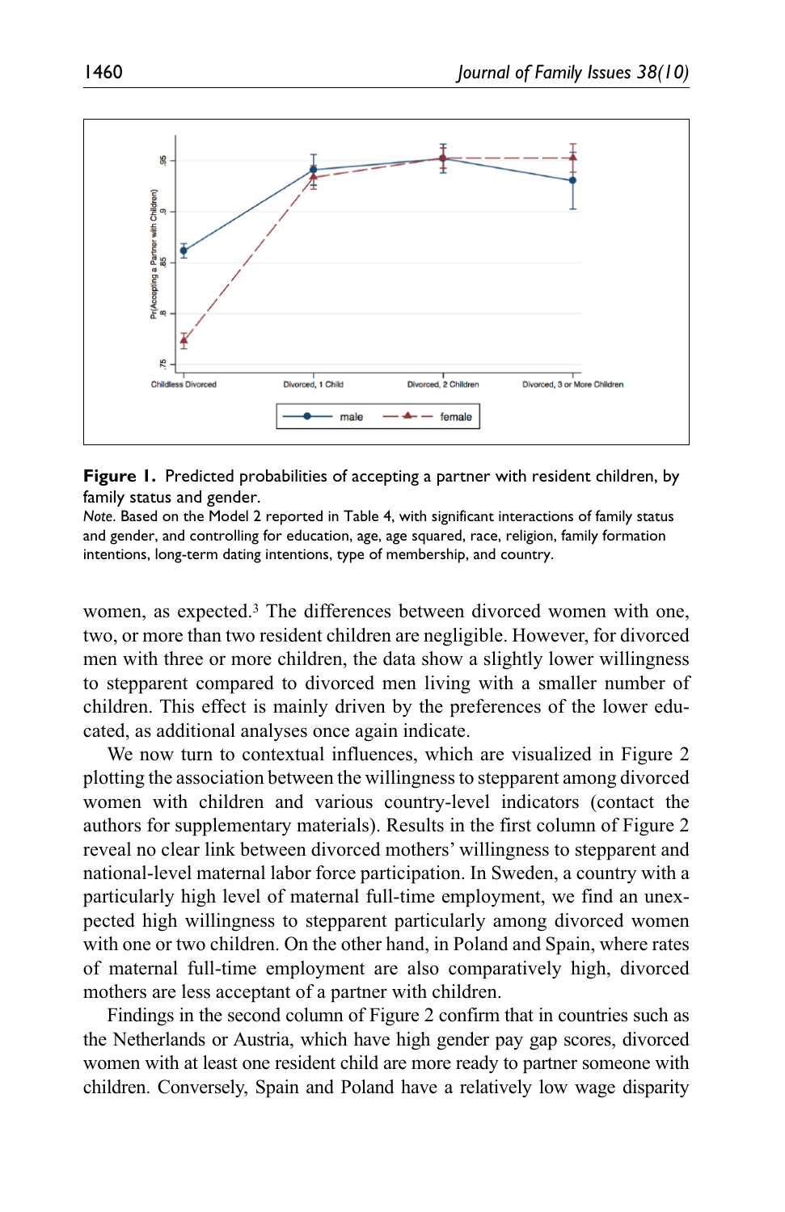**Figure 1.** Predicted probabilities of accepting a partner with resident children, by family status and gender.

*Note.* Based on the Model 2 reported in Table 4, with significant interactions of family status and gender, and controlling for education, age, age squared, race, religion, family formation intentions, long-term dating intentions, type of membership, and country.

women, as expected.[3] The differences between divorced women with one, two, or more than two resident children are negligible. However, for divorced men with three or more children, the data show a slightly lower willingness to stepparent compared to divorced men living with a smaller number of children. This effect is mainly driven by the preferences of the lower educated, as additional analyses once again indicate.

We now turn to contextual influences, which are visualized in Figure 2 plotting the association between the willingness to stepparent among divorced women with children and various country-level indicators (contact the authors for supplementary materials). Results in the first column of Figure 2 reveal no clear link between divorced mothers' willingness to stepparent and national-level maternal labor force participation. In Sweden, a country with a particularly high level of maternal full-time employment, we find an unexpected high willingness to stepparent particularly among divorced women with one or two children. On the other hand, in Poland and Spain, where rates of maternal full-time employment are also comparatively high, divorced mothers are less acceptant of a partner with children.

Findings in the second column of Figure 2 confirm that in countries such as the Netherlands or Austria, which have high gender pay gap scores, divorced women with at least one resident child are more ready to partner someone with children. Conversely, Spain and Poland have a relatively low wage disparity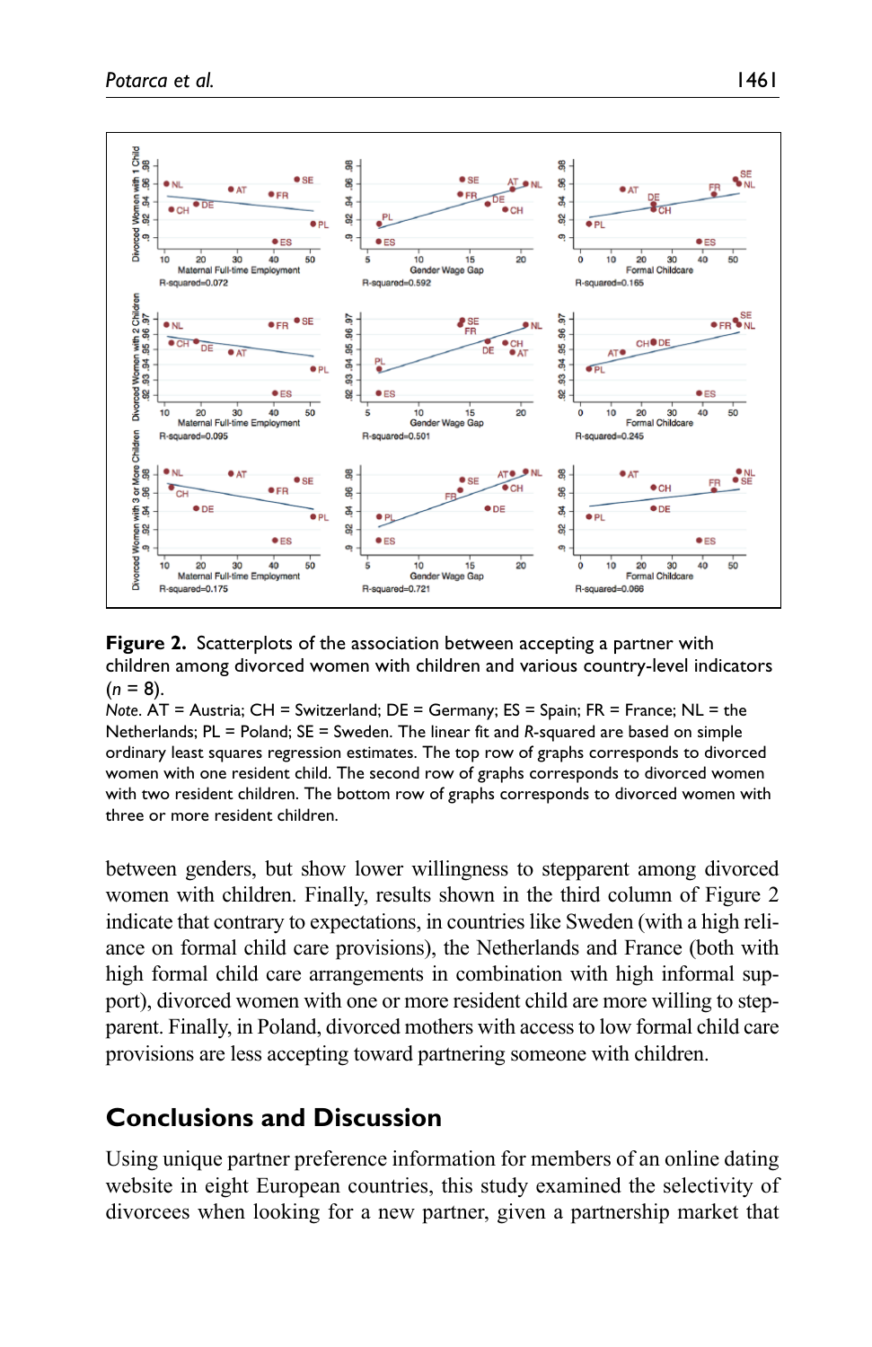**Figure 2.** Scatterplots of the association between accepting a partner with children among divorced women with children and various country-level indicators ($n$ = 8).

*Note.* AT = Austria; CH = Switzerland; DE = Germany; ES = Spain; FR = France; NL = the Netherlands; PL = Poland; SE = Sweden. The linear fit and $R$-squared are based on simple ordinary least squares regression estimates. The top row of graphs corresponds to divorced women with one resident child. The second row of graphs corresponds to divorced women with two resident children. The bottom row of graphs corresponds to divorced women with three or more resident children.

between genders, but show lower willingness to stepparent among divorced women with children. Finally, results shown in the third column of Figure 2 indicate that contrary to expectations, in countries like Sweden (with a high reliance on formal child care provisions), the Netherlands and France (both with high formal child care arrangements in combination with high informal support), divorced women with one or more resident child are more willing to stepparent. Finally, in Poland, divorced mothers with access to low formal child care provisions are less accepting toward partnering someone with children.

## Conclusions and Discussion

Using unique partner preference information for members of an online dating website in eight European countries, this study examined the selectivity of divorcees when looking for a new partner, given a partnership market that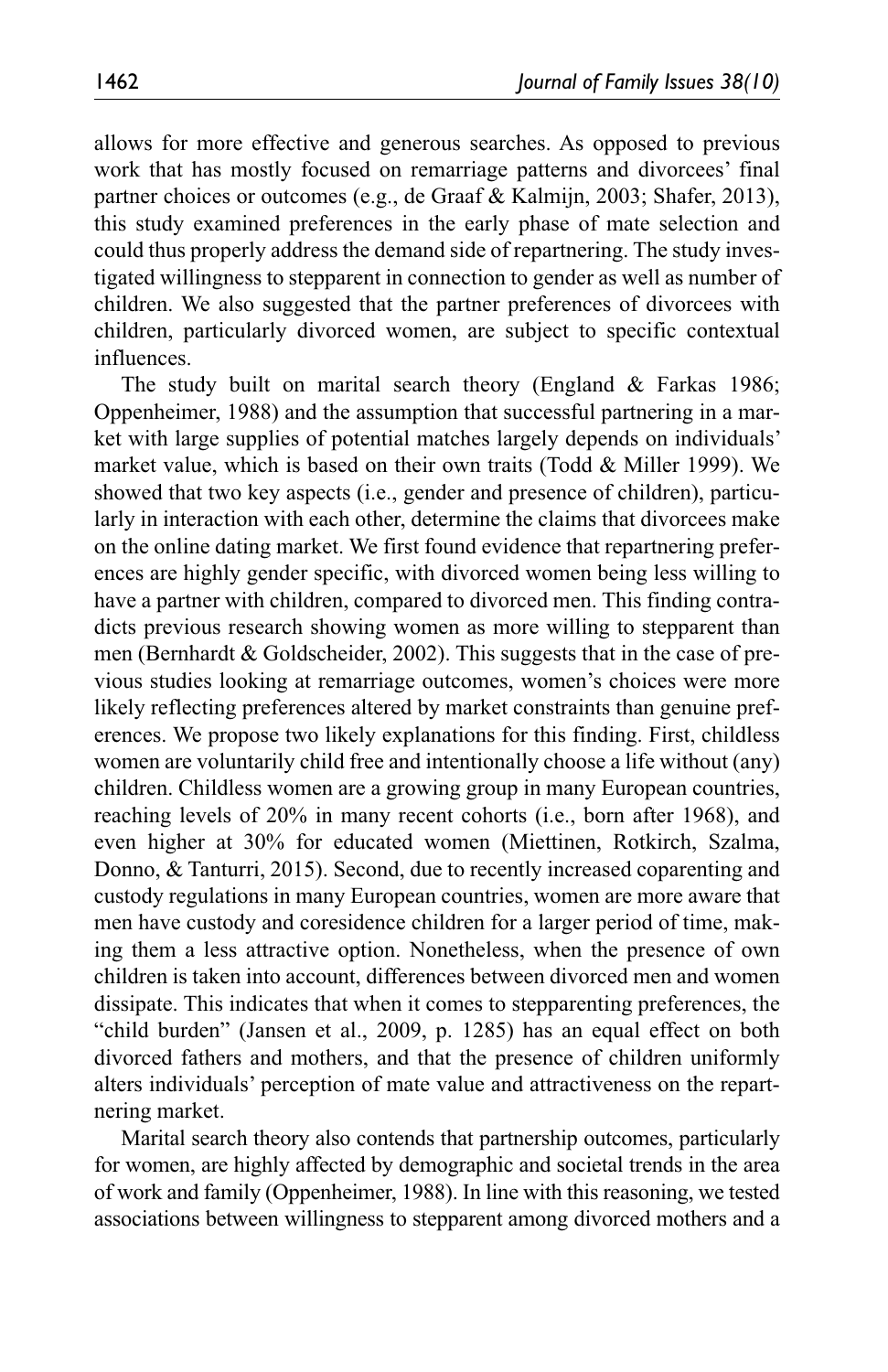allows for more effective and generous searches. As opposed to previous work that has mostly focused on remarriage patterns and divorcees' final partner choices or outcomes (e.g., de Graaf & Kalmijn, 2003; Shafer, 2013), this study examined preferences in the early phase of mate selection and could thus properly address the demand side of repartnering. The study investigated willingness to stepparent in connection to gender as well as number of children. We also suggested that the partner preferences of divorcees with children, particularly divorced women, are subject to specific contextual influences.

The study built on marital search theory (England & Farkas 1986; Oppenheimer, 1988) and the assumption that successful partnering in a market with large supplies of potential matches largely depends on individuals' market value, which is based on their own traits (Todd & Miller 1999). We showed that two key aspects (i.e., gender and presence of children), particularly in interaction with each other, determine the claims that divorcees make on the online dating market. We first found evidence that repartnering preferences are highly gender specific, with divorced women being less willing to have a partner with children, compared to divorced men. This finding contradicts previous research showing women as more willing to stepparent than men (Bernhardt & Goldscheider, 2002). This suggests that in the case of previous studies looking at remarriage outcomes, women's choices were more likely reflecting preferences altered by market constraints than genuine preferences. We propose two likely explanations for this finding. First, childless women are voluntarily child free and intentionally choose a life without (any) children. Childless women are a growing group in many European countries, reaching levels of 20% in many recent cohorts (i.e., born after 1968), and even higher at 30% for educated women (Miettinen, Rotkirch, Szalma, Donno, & Tanturri, 2015). Second, due to recently increased coparenting and custody regulations in many European countries, women are more aware that men have custody and coresidence children for a larger period of time, making them a less attractive option. Nonetheless, when the presence of own children is taken into account, differences between divorced men and women dissipate. This indicates that when it comes to stepparenting preferences, the "child burden" (Jansen et al., 2009, p. 1285) has an equal effect on both divorced fathers and mothers, and that the presence of children uniformly alters individuals' perception of mate value and attractiveness on the repartnering market.

Marital search theory also contends that partnership outcomes, particularly for women, are highly affected by demographic and societal trends in the area of work and family (Oppenheimer, 1988). In line with this reasoning, we tested associations between willingness to stepparent among divorced mothers and a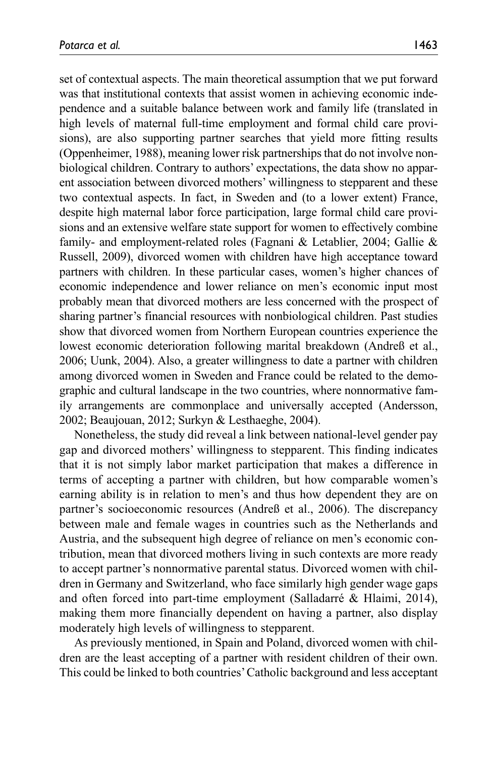set of contextual aspects. The main theoretical assumption that we put forward was that institutional contexts that assist women in achieving economic independence and a suitable balance between work and family life (translated in high levels of maternal full-time employment and formal child care provisions), are also supporting partner searches that yield more fitting results (Oppenheimer, 1988), meaning lower risk partnerships that do not involve nonbiological children. Contrary to authors' expectations, the data show no apparent association between divorced mothers' willingness to stepparent and these two contextual aspects. In fact, in Sweden and (to a lower extent) France, despite high maternal labor force participation, large formal child care provisions and an extensive welfare state support for women to effectively combine family- and employment-related roles (Fagnani & Letablier, 2004; Gallie & Russell, 2009), divorced women with children have high acceptance toward partners with children. In these particular cases, women's higher chances of economic independence and lower reliance on men's economic input most probably mean that divorced mothers are less concerned with the prospect of sharing partner's financial resources with nonbiological children. Past studies show that divorced women from Northern European countries experience the lowest economic deterioration following marital breakdown (Andreß et al., 2006; Uunk, 2004). Also, a greater willingness to date a partner with children among divorced women in Sweden and France could be related to the demographic and cultural landscape in the two countries, where nonnormative family arrangements are commonplace and universally accepted (Andersson, 2002; Beaujouan, 2012; Surkyn & Lesthaeghe, 2004).

Nonetheless, the study did reveal a link between national-level gender pay gap and divorced mothers' willingness to stepparent. This finding indicates that it is not simply labor market participation that makes a difference in terms of accepting a partner with children, but how comparable women's earning ability is in relation to men's and thus how dependent they are on partner's socioeconomic resources (Andreß et al., 2006). The discrepancy between male and female wages in countries such as the Netherlands and Austria, and the subsequent high degree of reliance on men's economic contribution, mean that divorced mothers living in such contexts are more ready to accept partner's nonnormative parental status. Divorced women with children in Germany and Switzerland, who face similarly high gender wage gaps and often forced into part-time employment (Salladarré & Hlaimi, 2014), making them more financially dependent on having a partner, also display moderately high levels of willingness to stepparent.

As previously mentioned, in Spain and Poland, divorced women with children are the least accepting of a partner with resident children of their own. This could be linked to both countries' Catholic background and less acceptant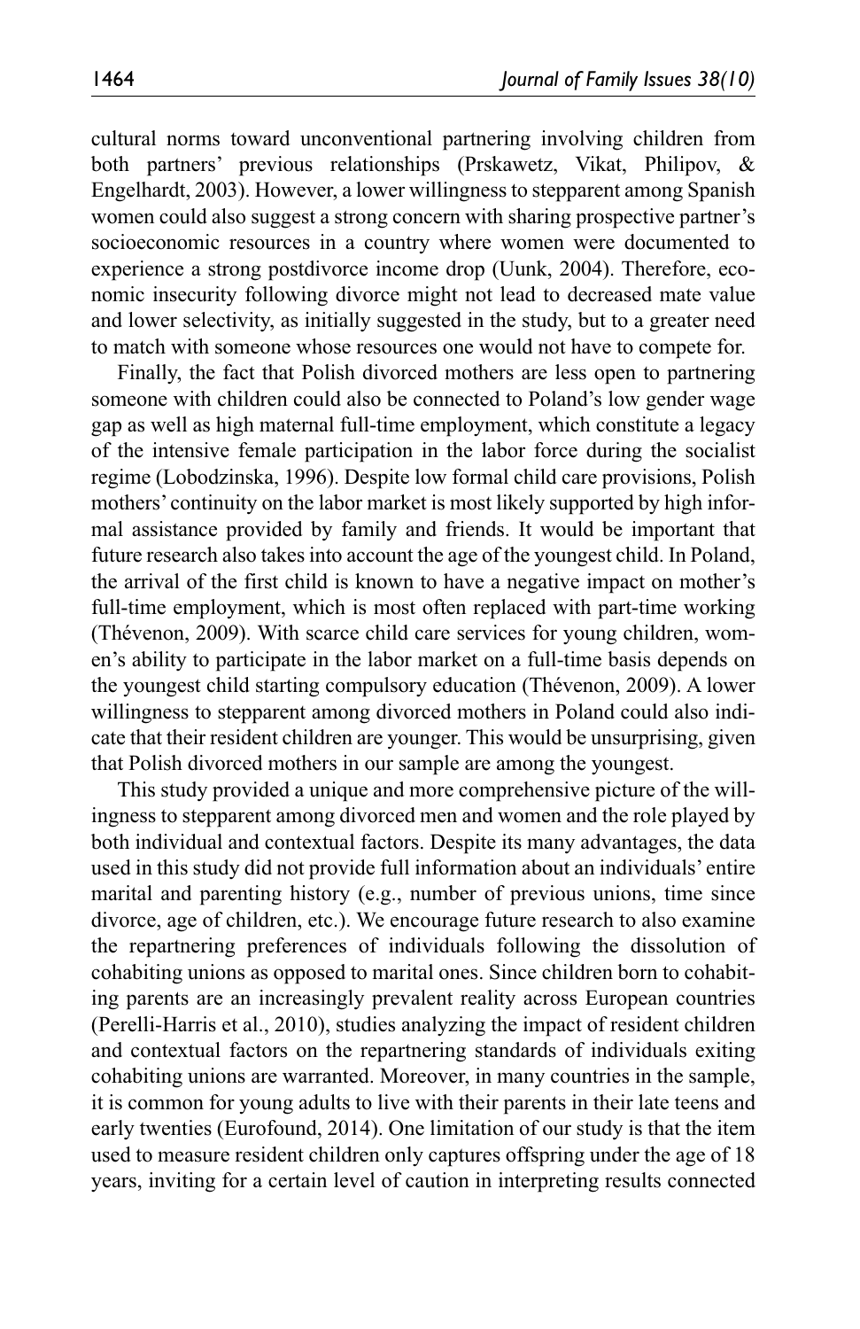cultural norms toward unconventional partnering involving children from both partners' previous relationships (Prskawetz, Vikat, Philipov, & Engelhardt, 2003). However, a lower willingness to stepparent among Spanish women could also suggest a strong concern with sharing prospective partner's socioeconomic resources in a country where women were documented to experience a strong postdivorce income drop (Uunk, 2004). Therefore, economic insecurity following divorce might not lead to decreased mate value and lower selectivity, as initially suggested in the study, but to a greater need to match with someone whose resources one would not have to compete for.

Finally, the fact that Polish divorced mothers are less open to partnering someone with children could also be connected to Poland's low gender wage gap as well as high maternal full-time employment, which constitute a legacy of the intensive female participation in the labor force during the socialist regime (Lobodzinska, 1996). Despite low formal child care provisions, Polish mothers' continuity on the labor market is most likely supported by high informal assistance provided by family and friends. It would be important that future research also takes into account the age of the youngest child. In Poland, the arrival of the first child is known to have a negative impact on mother's full-time employment, which is most often replaced with part-time working (Thévenon, 2009). With scarce child care services for young children, women's ability to participate in the labor market on a full-time basis depends on the youngest child starting compulsory education (Thévenon, 2009). A lower willingness to stepparent among divorced mothers in Poland could also indicate that their resident children are younger. This would be unsurprising, given that Polish divorced mothers in our sample are among the youngest.

This study provided a unique and more comprehensive picture of the willingness to stepparent among divorced men and women and the role played by both individual and contextual factors. Despite its many advantages, the data used in this study did not provide full information about an individuals' entire marital and parenting history (e.g., number of previous unions, time since divorce, age of children, etc.). We encourage future research to also examine the repartnering preferences of individuals following the dissolution of cohabiting unions as opposed to marital ones. Since children born to cohabiting parents are an increasingly prevalent reality across European countries (Perelli-Harris et al., 2010), studies analyzing the impact of resident children and contextual factors on the repartnering standards of individuals exiting cohabiting unions are warranted. Moreover, in many countries in the sample, it is common for young adults to live with their parents in their late teens and early twenties (Eurofound, 2014). One limitation of our study is that the item used to measure resident children only captures offspring under the age of 18 years, inviting for a certain level of caution in interpreting results connected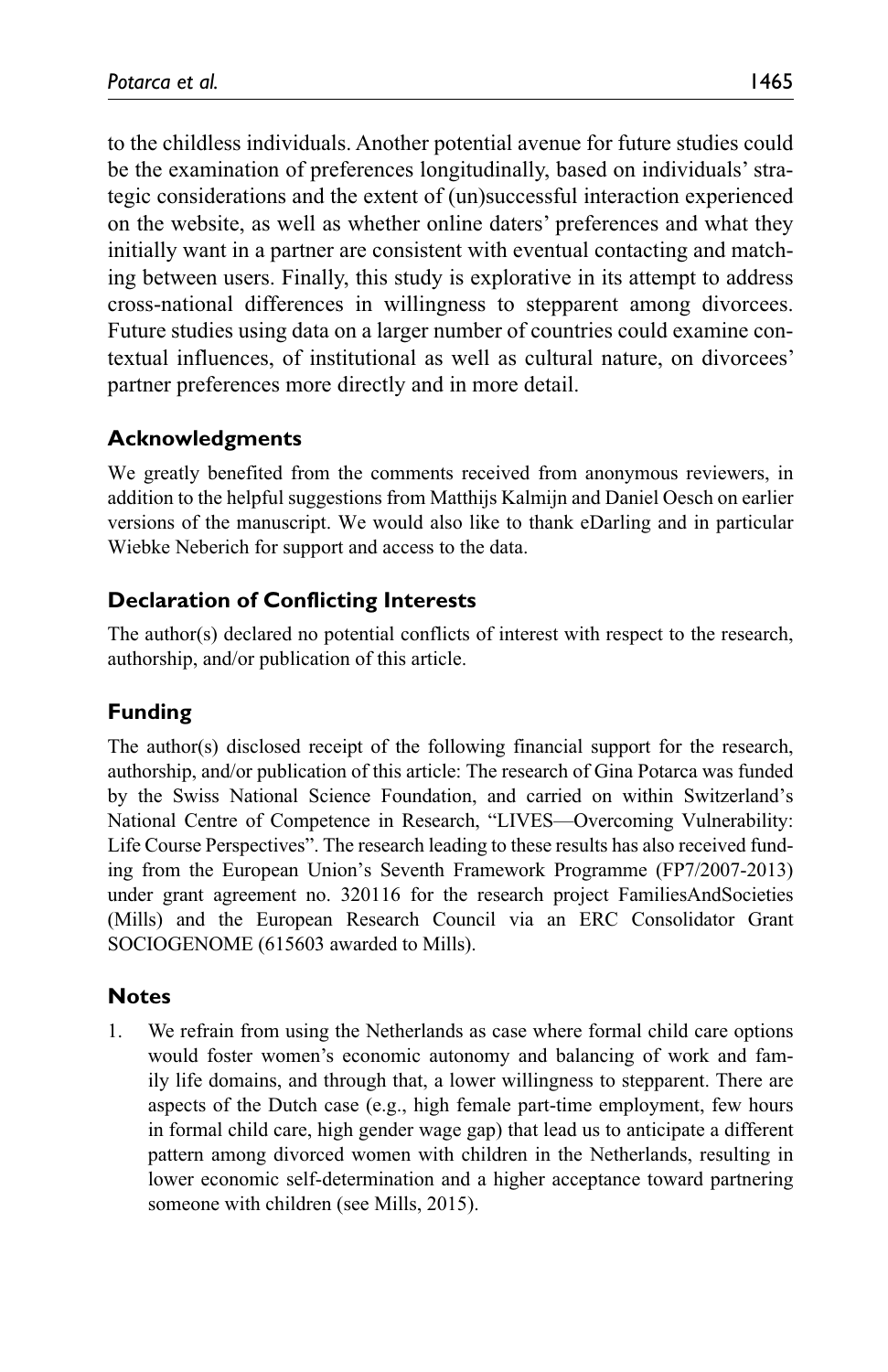to the childless individuals. Another potential avenue for future studies could be the examination of preferences longitudinally, based on individuals' strategic considerations and the extent of (un)successful interaction experienced on the website, as well as whether online daters' preferences and what they initially want in a partner are consistent with eventual contacting and matching between users. Finally, this study is explorative in its attempt to address cross-national differences in willingness to stepparent among divorcees. Future studies using data on a larger number of countries could examine contextual influences, of institutional as well as cultural nature, on divorcees' partner preferences more directly and in more detail.

## Acknowledgments

We greatly benefited from the comments received from anonymous reviewers, in addition to the helpful suggestions from Matthijs Kalmijn and Daniel Oesch on earlier versions of the manuscript. We would also like to thank eDarling and in particular Wiebke Neberich for support and access to the data.

## Declaration of Conflicting Interests

The author(s) declared no potential conflicts of interest with respect to the research, authorship, and/or publication of this article.

## Funding

The author(s) disclosed receipt of the following financial support for the research, authorship, and/or publication of this article: The research of Gina Potarca was funded by the Swiss National Science Foundation, and carried on within Switzerland's National Centre of Competence in Research, "LIVES—Overcoming Vulnerability: Life Course Perspectives". The research leading to these results has also received funding from the European Union's Seventh Framework Programme (FP7/2007-2013) under grant agreement no. 320116 for the research project FamiliesAndSocieties (Mills) and the European Research Council via an ERC Consolidator Grant SOCIOGENOME (615603 awarded to Mills).

## Notes

1. We refrain from using the Netherlands as case where formal child care options would foster women's economic autonomy and balancing of work and family life domains, and through that, a lower willingness to stepparent. There are aspects of the Dutch case (e.g., high female part-time employment, few hours in formal child care, high gender wage gap) that lead us to anticipate a different pattern among divorced women with children in the Netherlands, resulting in lower economic self-determination and a higher acceptance toward partnering someone with children (see Mills, 2015).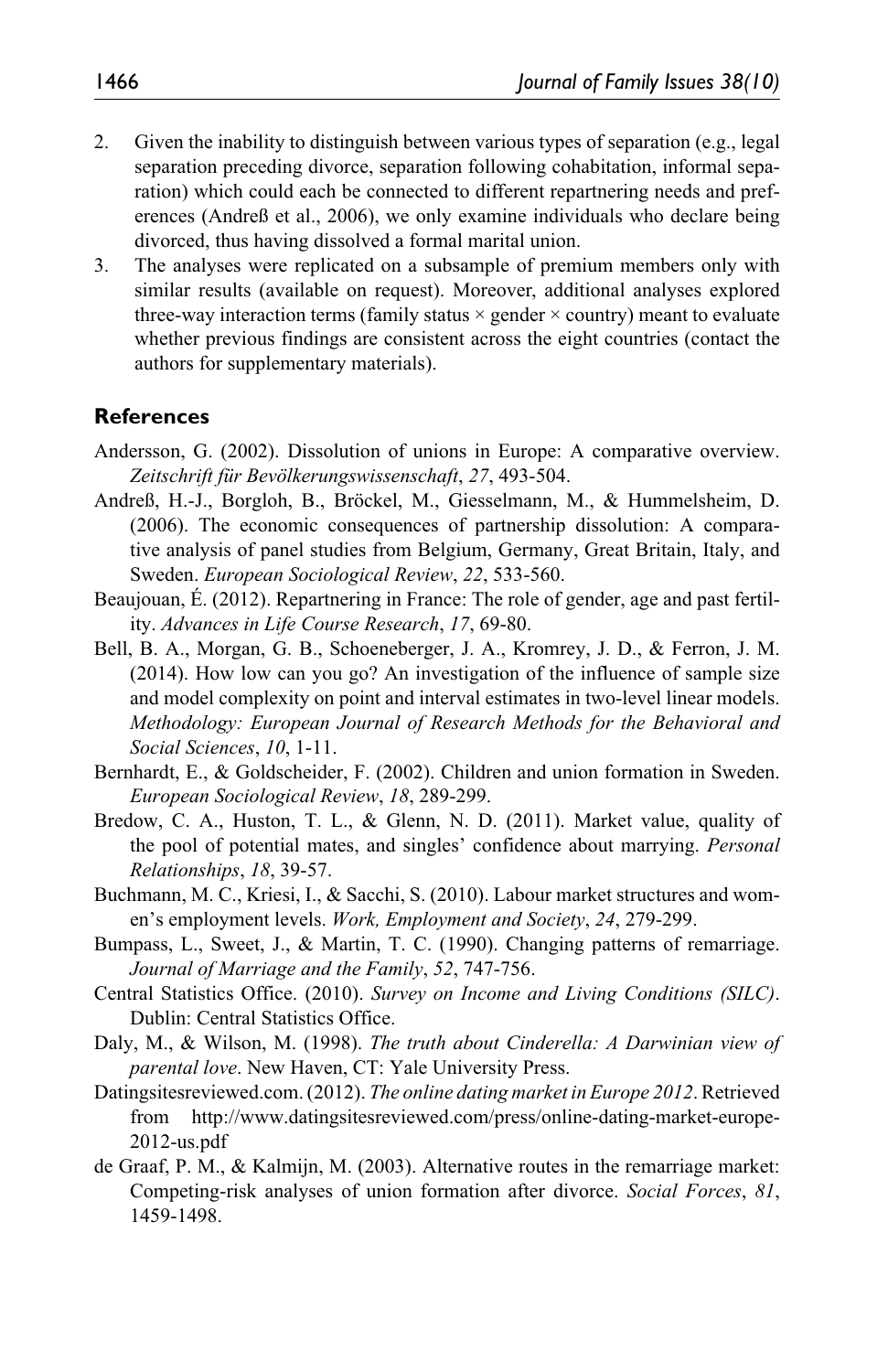2. Given the inability to distinguish between various types of separation (e.g., legal separation preceding divorce, separation following cohabitation, informal separation) which could each be connected to different repartnering needs and preferences (Andreß et al., 2006), we only examine individuals who declare being divorced, thus having dissolved a formal marital union.
3. The analyses were replicated on a subsample of premium members only with similar results (available on request). Moreover, additional analyses explored three-way interaction terms (family status × gender × country) meant to evaluate whether previous findings are consistent across the eight countries (contact the authors for supplementary materials).

## References

Andersson, G. (2002). Dissolution of unions in Europe: A comparative overview. *Zeitschrift für Bevölkerungswissenschaft*, *27*, 493-504.

Andreß, H.-J., Borgloh, B., Bröckel, M., Giesselmann, M., & Hummelsheim, D. (2006). The economic consequences of partnership dissolution: A comparative analysis of panel studies from Belgium, Germany, Great Britain, Italy, and Sweden. *European Sociological Review*, *22*, 533-560.

Beaujouan, É. (2012). Repartnering in France: The role of gender, age and past fertility. *Advances in Life Course Research*, *17*, 69-80.

Bell, B. A., Morgan, G. B., Schoeneberger, J. A., Kromrey, J. D., & Ferron, J. M. (2014). How low can you go? An investigation of the influence of sample size and model complexity on point and interval estimates in two-level linear models. *Methodology: European Journal of Research Methods for the Behavioral and Social Sciences*, *10*, 1-11.

Bernhardt, E., & Goldscheider, F. (2002). Children and union formation in Sweden. *European Sociological Review*, *18*, 289-299.

Bredow, C. A., Huston, T. L., & Glenn, N. D. (2011). Market value, quality of the pool of potential mates, and singles' confidence about marrying. *Personal Relationships*, *18*, 39-57.

Buchmann, M. C., Kriesi, I., & Sacchi, S. (2010). Labour market structures and women's employment levels. *Work, Employment and Society*, *24*, 279-299.

Bumpass, L., Sweet, J., & Martin, T. C. (1990). Changing patterns of remarriage. *Journal of Marriage and the Family*, *52*, 747-756.

Central Statistics Office. (2010). *Survey on Income and Living Conditions (SILC)*. Dublin: Central Statistics Office.

Daly, M., & Wilson, M. (1998). *The truth about Cinderella: A Darwinian view of parental love*. New Haven, CT: Yale University Press.

Datingsitesreviewed.com. (2012). *The online dating market in Europe 2012*. Retrieved from http://www.datingsitesreviewed.com/press/online-dating-market-europe-2012-us.pdf

de Graaf, P. M., & Kalmijn, M. (2003). Alternative routes in the remarriage market: Competing-risk analyses of union formation after divorce. *Social Forces*, *81*, 1459-1498.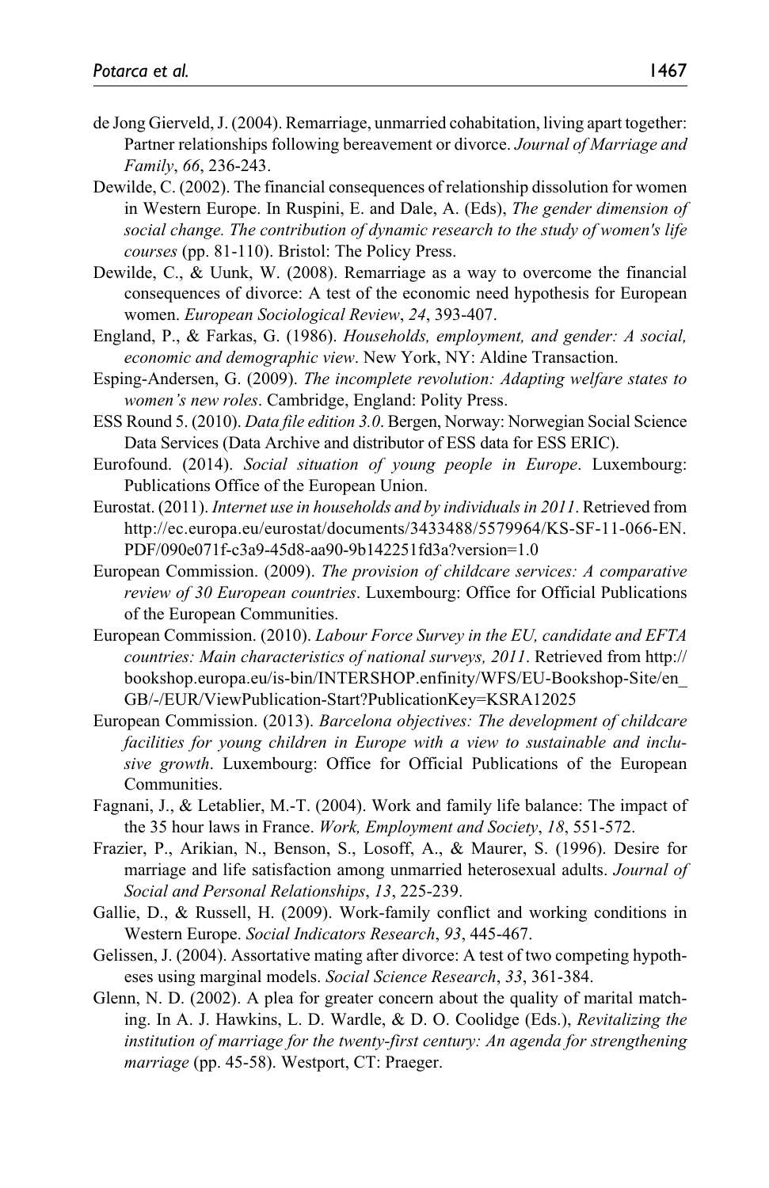de Jong Gierveld, J. (2004). Remarriage, unmarried cohabitation, living apart together: Partner relationships following bereavement or divorce. *Journal of Marriage and Family*, *66*, 236-243.

Dewilde, C. (2002). The financial consequences of relationship dissolution for women in Western Europe. In Ruspini, E. and Dale, A. (Eds), *The gender dimension of social change. The contribution of dynamic research to the study of women's life courses* (pp. 81-110). Bristol: The Policy Press.

Dewilde, C., & Uunk, W. (2008). Remarriage as a way to overcome the financial consequences of divorce: A test of the economic need hypothesis for European women. *European Sociological Review*, *24*, 393-407.

England, P., & Farkas, G. (1986). *Households, employment, and gender: A social, economic and demographic view*. New York, NY: Aldine Transaction.

Esping-Andersen, G. (2009). *The incomplete revolution: Adapting welfare states to women's new roles*. Cambridge, England: Polity Press.

ESS Round 5. (2010). *Data file edition 3.0*. Bergen, Norway: Norwegian Social Science Data Services (Data Archive and distributor of ESS data for ESS ERIC).

Eurofound. (2014). *Social situation of young people in Europe*. Luxembourg: Publications Office of the European Union.

Eurostat. (2011). *Internet use in households and by individuals in 2011*. Retrieved from http://ec.europa.eu/eurostat/documents/3433488/5579964/KS-SF-11-066-EN.PDF/090e071f-c3a9-45d8-aa90-9b142251fd3a?version=1.0

European Commission. (2009). *The provision of childcare services: A comparative review of 30 European countries*. Luxembourg: Office for Official Publications of the European Communities.

European Commission. (2010). *Labour Force Survey in the EU, candidate and EFTA countries: Main characteristics of national surveys, 2011*. Retrieved from http://bookshop.europa.eu/is-bin/INTERSHOP.enfinity/WFS/EU-Bookshop-Site/en_GB/-/EUR/ViewPublication-Start?PublicationKey=KSRA12025

European Commission. (2013). *Barcelona objectives: The development of childcare facilities for young children in Europe with a view to sustainable and inclusive growth*. Luxembourg: Office for Official Publications of the European Communities.

Fagnani, J., & Letablier, M.-T. (2004). Work and family life balance: The impact of the 35 hour laws in France. *Work, Employment and Society*, *18*, 551-572.

Frazier, P., Arikian, N., Benson, S., Losoff, A., & Maurer, S. (1996). Desire for marriage and life satisfaction among unmarried heterosexual adults. *Journal of Social and Personal Relationships*, *13*, 225-239.

Gallie, D., & Russell, H. (2009). Work-family conflict and working conditions in Western Europe. *Social Indicators Research*, *93*, 445-467.

Gelissen, J. (2004). Assortative mating after divorce: A test of two competing hypotheses using marginal models. *Social Science Research*, *33*, 361-384.

Glenn, N. D. (2002). A plea for greater concern about the quality of marital matching. In A. J. Hawkins, L. D. Wardle, & D. O. Coolidge (Eds.), *Revitalizing the institution of marriage for the twenty-first century: An agenda for strengthening marriage* (pp. 45-58). Westport, CT: Praeger.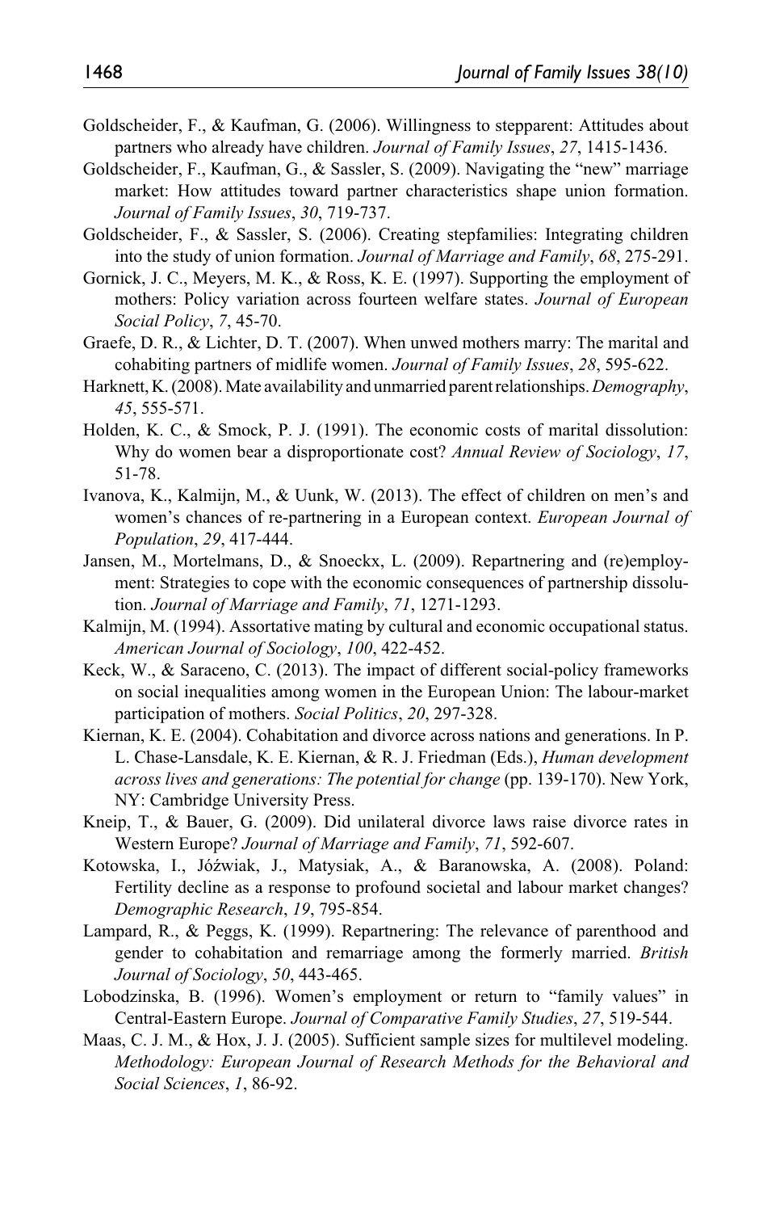Goldscheider, F., & Kaufman, G. (2006). Willingness to stepparent: Attitudes about partners who already have children. *Journal of Family Issues*, *27*, 1415-1436.

Goldscheider, F., Kaufman, G., & Sassler, S. (2009). Navigating the "new" marriage market: How attitudes toward partner characteristics shape union formation. *Journal of Family Issues*, *30*, 719-737.

Goldscheider, F., & Sassler, S. (2006). Creating stepfamilies: Integrating children into the study of union formation. *Journal of Marriage and Family*, *68*, 275-291.

Gornick, J. C., Meyers, M. K., & Ross, K. E. (1997). Supporting the employment of mothers: Policy variation across fourteen welfare states. *Journal of European Social Policy*, *7*, 45-70.

Graefe, D. R., & Lichter, D. T. (2007). When unwed mothers marry: The marital and cohabiting partners of midlife women. *Journal of Family Issues*, *28*, 595-622.

Harknett, K. (2008). Mate availability and unmarried parent relationships. *Demography*, *45*, 555-571.

Holden, K. C., & Smock, P. J. (1991). The economic costs of marital dissolution: Why do women bear a disproportionate cost? *Annual Review of Sociology*, *17*, 51-78.

Ivanova, K., Kalmijn, M., & Uunk, W. (2013). The effect of children on men's and women's chances of re-partnering in a European context. *European Journal of Population*, *29*, 417-444.

Jansen, M., Mortelmans, D., & Snoeckx, L. (2009). Repartnering and (re)employment: Strategies to cope with the economic consequences of partnership dissolution. *Journal of Marriage and Family*, *71*, 1271-1293.

Kalmijn, M. (1994). Assortative mating by cultural and economic occupational status. *American Journal of Sociology*, *100*, 422-452.

Keck, W., & Saraceno, C. (2013). The impact of different social-policy frameworks on social inequalities among women in the European Union: The labour-market participation of mothers. *Social Politics*, *20*, 297-328.

Kiernan, K. E. (2004). Cohabitation and divorce across nations and generations. In P. L. Chase-Lansdale, K. E. Kiernan, & R. J. Friedman (Eds.), *Human development across lives and generations: The potential for change* (pp. 139-170). New York, NY: Cambridge University Press.

Kneip, T., & Bauer, G. (2009). Did unilateral divorce laws raise divorce rates in Western Europe? *Journal of Marriage and Family*, *71*, 592-607.

Kotowska, I., Jóźwiak, J., Matysiak, A., & Baranowska, A. (2008). Poland: Fertility decline as a response to profound societal and labour market changes? *Demographic Research*, *19*, 795-854.

Lampard, R., & Peggs, K. (1999). Repartnering: The relevance of parenthood and gender to cohabitation and remarriage among the formerly married. *British Journal of Sociology*, *50*, 443-465.

Lobodzinska, B. (1996). Women's employment or return to "family values" in Central-Eastern Europe. *Journal of Comparative Family Studies*, *27*, 519-544.

Maas, C. J. M., & Hox, J. J. (2005). Sufficient sample sizes for multilevel modeling. *Methodology: European Journal of Research Methods for the Behavioral and Social Sciences*, *1*, 86-92.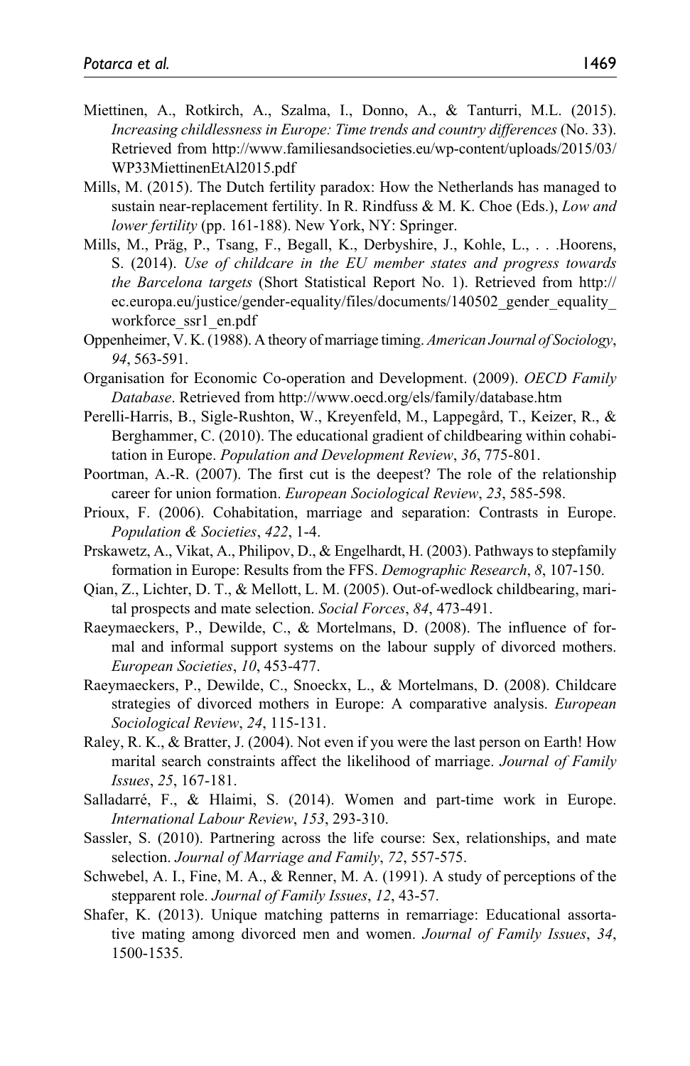Miettinen, A., Rotkirch, A., Szalma, I., Donno, A., & Tanturri, M.L. (2015). *Increasing childlessness in Europe: Time trends and country differences* (No. 33). Retrieved from http://www.familiesandsocieties.eu/wp-content/uploads/2015/03/WP33MiettinenEtAl2015.pdf

Mills, M. (2015). The Dutch fertility paradox: How the Netherlands has managed to sustain near-replacement fertility. In R. Rindfuss & M. K. Choe (Eds.), *Low and lower fertility* (pp. 161-188). New York, NY: Springer.

Mills, M., Präg, P., Tsang, F., Begall, K., Derbyshire, J., Kohle, L., . . .Hoorens, S. (2014). *Use of childcare in the EU member states and progress towards the Barcelona targets* (Short Statistical Report No. 1). Retrieved from http://ec.europa.eu/justice/gender-equality/files/documents/140502_gender_equality_workforce_ssr1_en.pdf

Oppenheimer, V. K. (1988). A theory of marriage timing. *American Journal of Sociology*, *94*, 563-591.

Organisation for Economic Co-operation and Development. (2009). *OECD Family Database*. Retrieved from http://www.oecd.org/els/family/database.htm

Perelli-Harris, B., Sigle-Rushton, W., Kreyenfeld, M., Lappegård, T., Keizer, R., & Berghammer, C. (2010). The educational gradient of childbearing within cohabitation in Europe. *Population and Development Review*, *36*, 775-801.

Poortman, A.-R. (2007). The first cut is the deepest? The role of the relationship career for union formation. *European Sociological Review*, *23*, 585-598.

Prioux, F. (2006). Cohabitation, marriage and separation: Contrasts in Europe. *Population & Societies*, *422*, 1-4.

Prskawetz, A., Vikat, A., Philipov, D., & Engelhardt, H. (2003). Pathways to stepfamily formation in Europe: Results from the FFS. *Demographic Research*, *8*, 107-150.

Qian, Z., Lichter, D. T., & Mellott, L. M. (2005). Out-of-wedlock childbearing, marital prospects and mate selection. *Social Forces*, *84*, 473-491.

Raeymaeckers, P., Dewilde, C., & Mortelmans, D. (2008). The influence of formal and informal support systems on the labour supply of divorced mothers. *European Societies*, *10*, 453-477.

Raeymaeckers, P., Dewilde, C., Snoeckx, L., & Mortelmans, D. (2008). Childcare strategies of divorced mothers in Europe: A comparative analysis. *European Sociological Review*, *24*, 115-131.

Raley, R. K., & Bratter, J. (2004). Not even if you were the last person on Earth! How marital search constraints affect the likelihood of marriage. *Journal of Family Issues*, *25*, 167-181.

Salladarré, F., & Hlaimi, S. (2014). Women and part-time work in Europe. *International Labour Review*, *153*, 293-310.

Sassler, S. (2010). Partnering across the life course: Sex, relationships, and mate selection. *Journal of Marriage and Family*, *72*, 557-575.

Schwebel, A. I., Fine, M. A., & Renner, M. A. (1991). A study of perceptions of the stepparent role. *Journal of Family Issues*, *12*, 43-57.

Shafer, K. (2013). Unique matching patterns in remarriage: Educational assortative mating among divorced men and women. *Journal of Family Issues*, *34*, 1500-1535.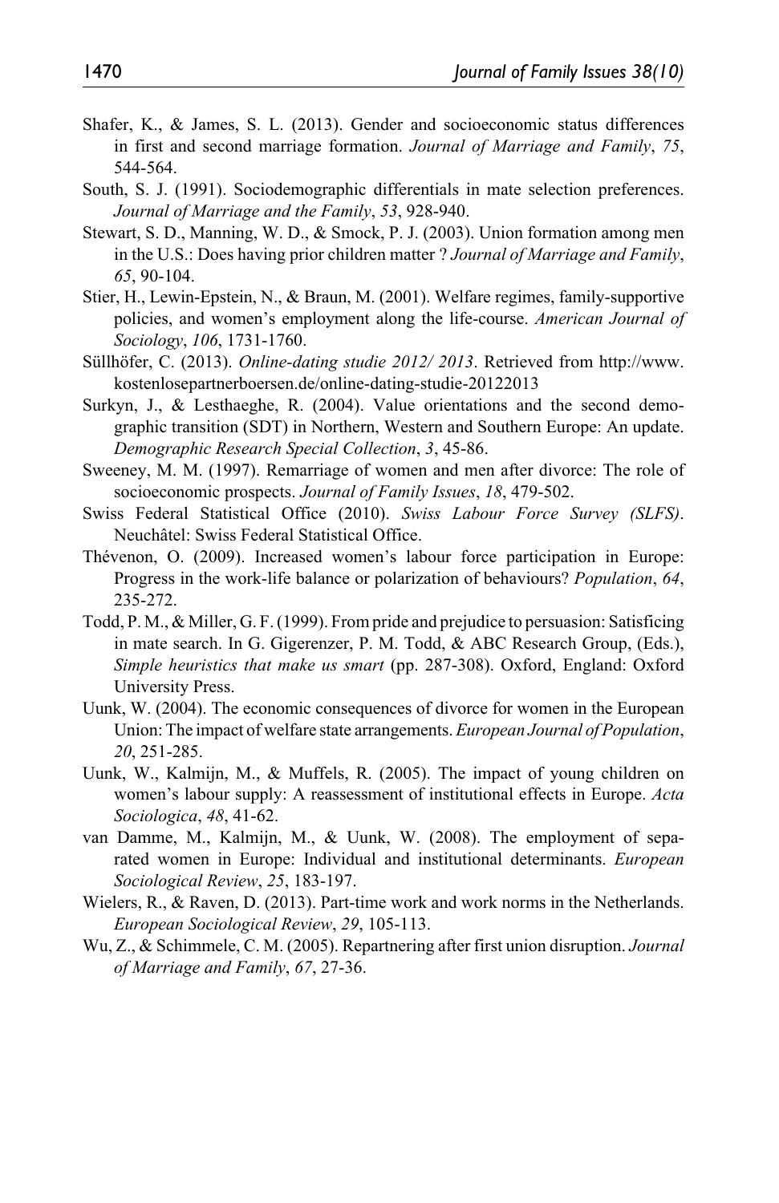Shafer, K., & James, S. L. (2013). Gender and socioeconomic status differences in first and second marriage formation. *Journal of Marriage and Family*, *75*, 544-564.

South, S. J. (1991). Sociodemographic differentials in mate selection preferences. *Journal of Marriage and the Family*, *53*, 928-940.

Stewart, S. D., Manning, W. D., & Smock, P. J. (2003). Union formation among men in the U.S.: Does having prior children matter ? *Journal of Marriage and Family*, *65*, 90-104.

Stier, H., Lewin-Epstein, N., & Braun, M. (2001). Welfare regimes, family-supportive policies, and women's employment along the life-course. *American Journal of Sociology*, *106*, 1731-1760.

Süllhöfer, C. (2013). *Online-dating studie 2012/ 2013*. Retrieved from http://www.kostenlosepartnerboersen.de/online-dating-studie-20122013

Surkyn, J., & Lesthaeghe, R. (2004). Value orientations and the second demographic transition (SDT) in Northern, Western and Southern Europe: An update. *Demographic Research Special Collection*, *3*, 45-86.

Sweeney, M. M. (1997). Remarriage of women and men after divorce: The role of socioeconomic prospects. *Journal of Family Issues*, *18*, 479-502.

Swiss Federal Statistical Office (2010). *Swiss Labour Force Survey (SLFS)*. Neuchâtel: Swiss Federal Statistical Office.

Thévenon, O. (2009). Increased women's labour force participation in Europe: Progress in the work-life balance or polarization of behaviours? *Population*, *64*, 235-272.

Todd, P. M., & Miller, G. F. (1999). From pride and prejudice to persuasion: Satisficing in mate search. In G. Gigerenzer, P. M. Todd, & ABC Research Group, (Eds.), *Simple heuristics that make us smart* (pp. 287-308). Oxford, England: Oxford University Press.

Uunk, W. (2004). The economic consequences of divorce for women in the European Union: The impact of welfare state arrangements. *European Journal of Population*, *20*, 251-285.

Uunk, W., Kalmijn, M., & Muffels, R. (2005). The impact of young children on women's labour supply: A reassessment of institutional effects in Europe. *Acta Sociologica*, *48*, 41-62.

van Damme, M., Kalmijn, M., & Uunk, W. (2008). The employment of separated women in Europe: Individual and institutional determinants. *European Sociological Review*, *25*, 183-197.

Wielers, R., & Raven, D. (2013). Part-time work and work norms in the Netherlands. *European Sociological Review*, *29*, 105-113.

Wu, Z., & Schimmele, C. M. (2005). Repartnering after first union disruption. *Journal of Marriage and Family*, *67*, 27-36.